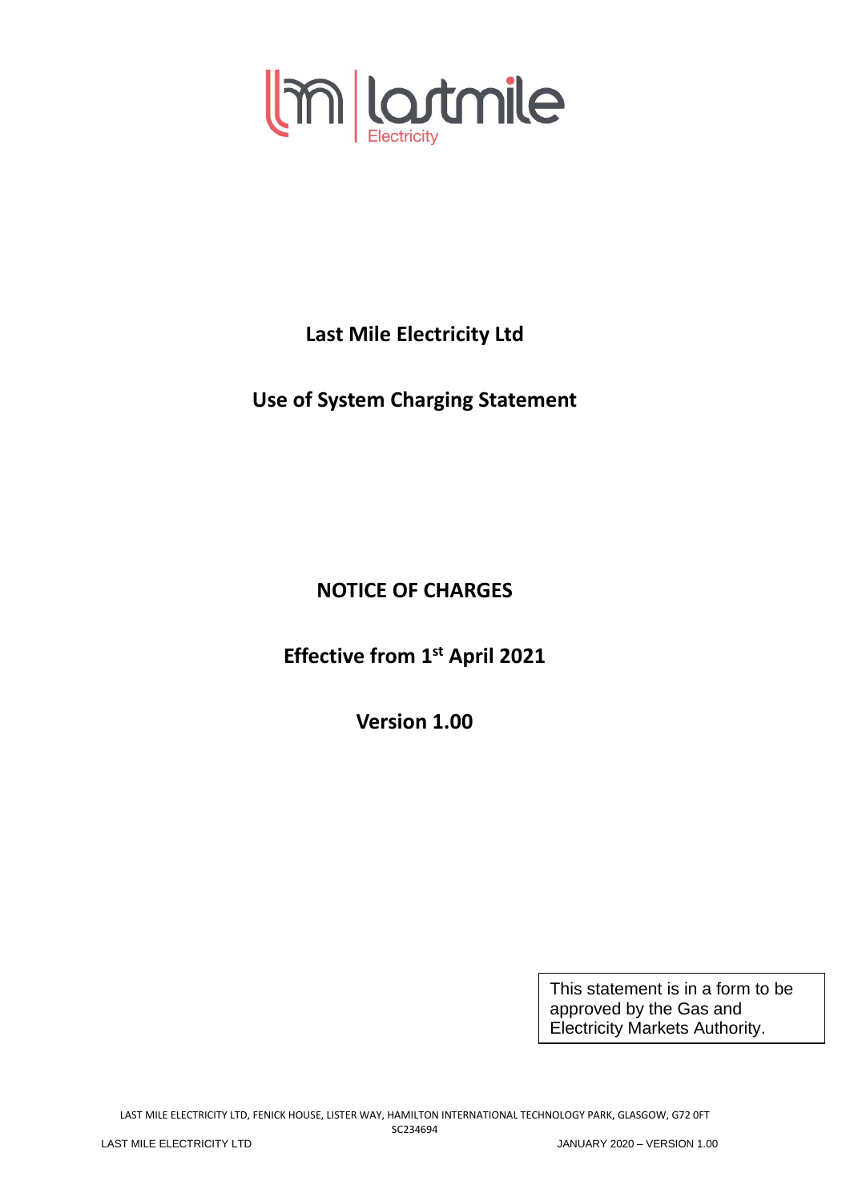# Last Mile Electricity Ltd

## Use of System Charging Statement

## NOTICE OF CHARGES

## Effective from 1st April 2021

## Version 1.00

This statement is in a form to be approved by the Gas and Electricity Markets Authority.

LAST MILE ELECTRICITY LTD, FENICK HOUSE, LISTER WAY, HAMILTON INTERNATIONAL TECHNOLOGY PARK, GLASGOW, G72 0FT
SC234694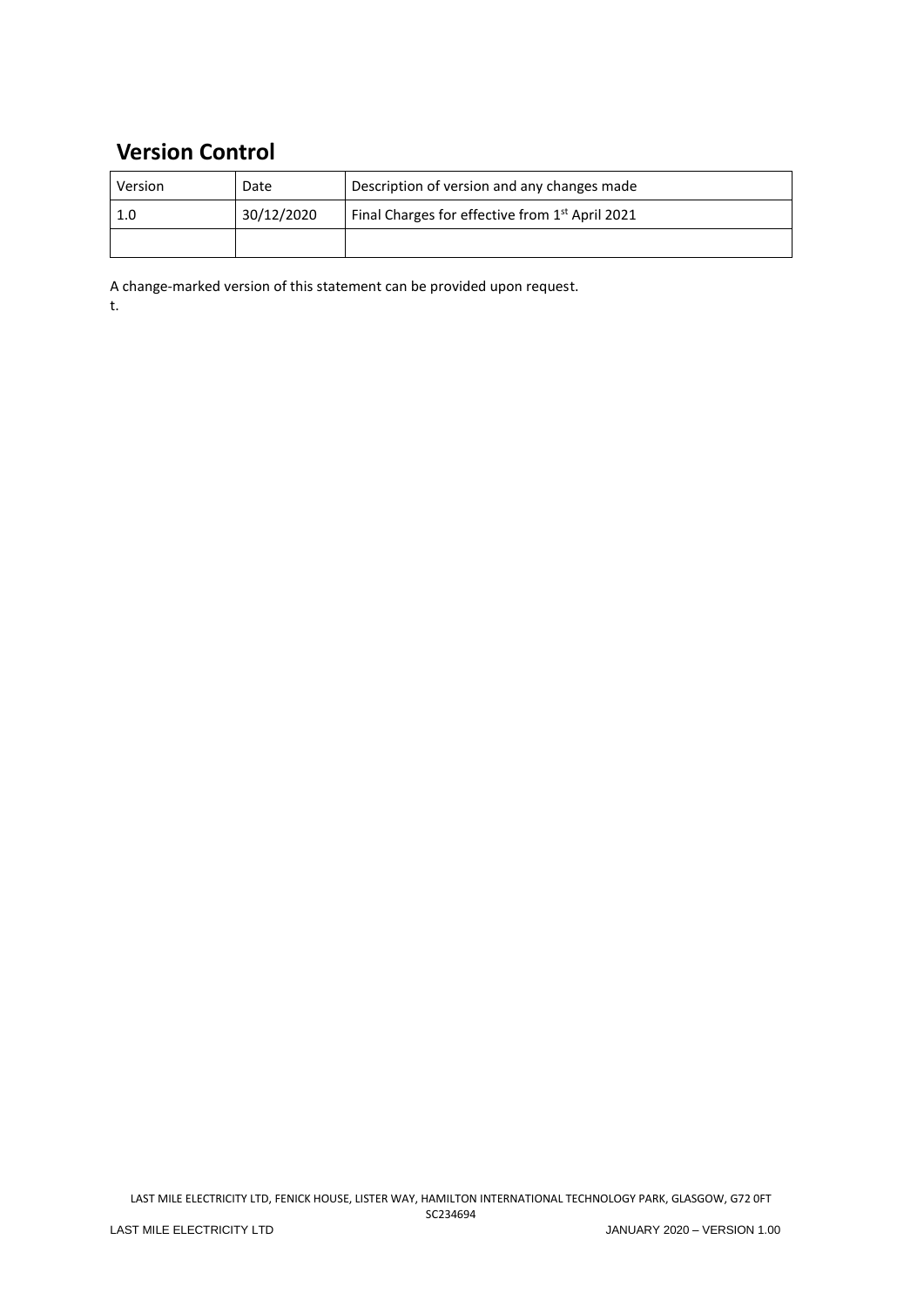## Version Control

| Version | Date | Description of version and any changes made |
|---|---|---|
| 1.0 | 30/12/2020 | Final Charges for effective from 1st April 2021 |
| | | |

A change-marked version of this statement can be provided upon request.
t.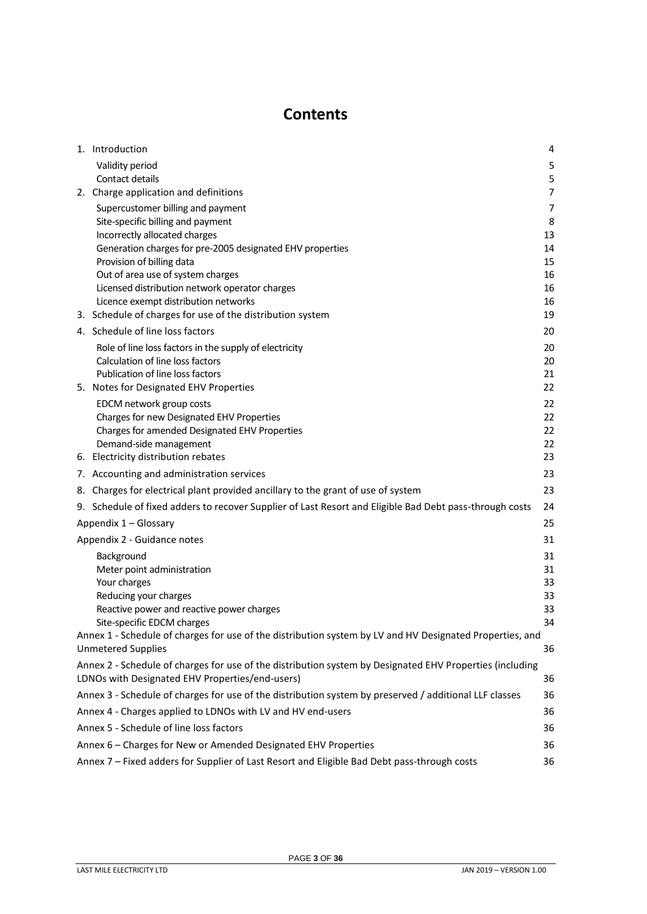# Contents

| | |
|---|---|
| 1. Introduction | 4 |
| Validity period | 5 |
| Contact details | 5 |
| 2. Charge application and definitions | 7 |
| Supercustomer billing and payment | 7 |
| Site-specific billing and payment | 8 |
| Incorrectly allocated charges | 13 |
| Generation charges for pre-2005 designated EHV properties | 14 |
| Provision of billing data | 15 |
| Out of area use of system charges | 16 |
| Licensed distribution network operator charges | 16 |
| Licence exempt distribution networks | 16 |
| 3. Schedule of charges for use of the distribution system | 19 |
| 4. Schedule of line loss factors | 20 |
| Role of line loss factors in the supply of electricity | 20 |
| Calculation of line loss factors | 20 |
| Publication of line loss factors | 21 |
| 5. Notes for Designated EHV Properties | 22 |
| EDCM network group costs | 22 |
| Charges for new Designated EHV Properties | 22 |
| Charges for amended Designated EHV Properties | 22 |
| Demand-side management | 22 |
| 6. Electricity distribution rebates | 23 |
| 7. Accounting and administration services | 23 |
| 8. Charges for electrical plant provided ancillary to the grant of use of system | 23 |
| 9. Schedule of fixed adders to recover Supplier of Last Resort and Eligible Bad Debt pass-through costs | 24 |
| Appendix 1 – Glossary | 25 |
| Appendix 2 - Guidance notes | 31 |
| Background | 31 |
| Meter point administration | 31 |
| Your charges | 33 |
| Reducing your charges | 33 |
| Reactive power and reactive power charges | 33 |
| Site-specific EDCM charges | 34 |
| Annex 1 - Schedule of charges for use of the distribution system by LV and HV Designated Properties, and Unmetered Supplies | 36 |
| Annex 2 - Schedule of charges for use of the distribution system by Designated EHV Properties (including LDNOs with Designated EHV Properties/end-users) | 36 |
| Annex 3 - Schedule of charges for use of the distribution system by preserved / additional LLF classes | 36 |
| Annex 4 - Charges applied to LDNOs with LV and HV end-users | 36 |
| Annex 5 - Schedule of line loss factors | 36 |
| Annex 6 – Charges for New or Amended Designated EHV Properties | 36 |
| Annex 7 – Fixed adders for Supplier of Last Resort and Eligible Bad Debt pass-through costs | 36 |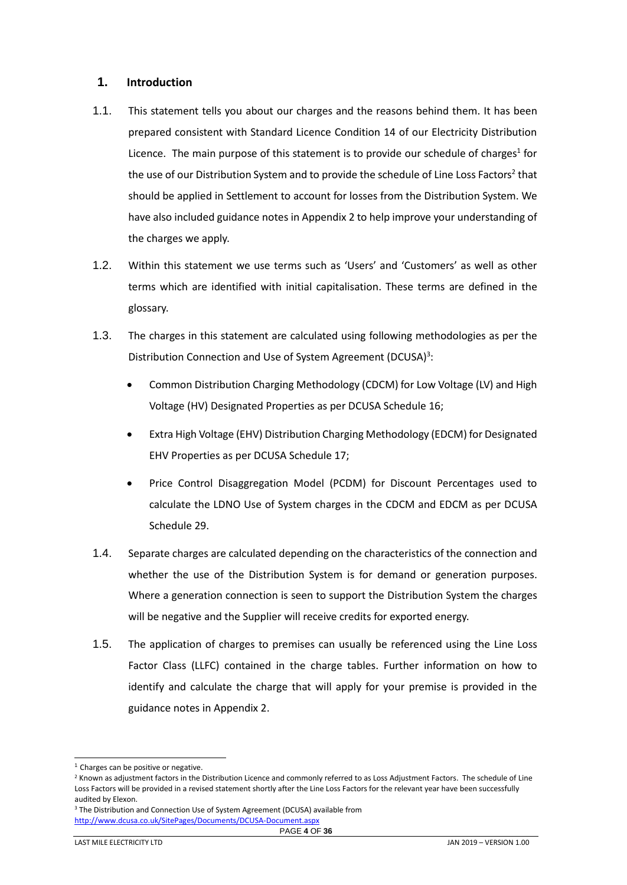## 1. Introduction

1.1. This statement tells you about our charges and the reasons behind them. It has been prepared consistent with Standard Licence Condition 14 of our Electricity Distribution Licence. The main purpose of this statement is to provide our schedule of charges[1] for the use of our Distribution System and to provide the schedule of Line Loss Factors[2] that should be applied in Settlement to account for losses from the Distribution System. We have also included guidance notes in Appendix 2 to help improve your understanding of the charges we apply.

1.2. Within this statement we use terms such as 'Users' and 'Customers' as well as other terms which are identified with initial capitalisation. These terms are defined in the glossary.

1.3. The charges in this statement are calculated using following methodologies as per the Distribution Connection and Use of System Agreement (DCUSA)[3]:

- Common Distribution Charging Methodology (CDCM) for Low Voltage (LV) and High Voltage (HV) Designated Properties as per DCUSA Schedule 16;
- Extra High Voltage (EHV) Distribution Charging Methodology (EDCM) for Designated EHV Properties as per DCUSA Schedule 17;
- Price Control Disaggregation Model (PCDM) for Discount Percentages used to calculate the LDNO Use of System charges in the CDCM and EDCM as per DCUSA Schedule 29.

1.4. Separate charges are calculated depending on the characteristics of the connection and whether the use of the Distribution System is for demand or generation purposes. Where a generation connection is seen to support the Distribution System the charges will be negative and the Supplier will receive credits for exported energy.

1.5. The application of charges to premises can usually be referenced using the Line Loss Factor Class (LLFC) contained in the charge tables. Further information on how to identify and calculate the charge that will apply for your premise is provided in the guidance notes in Appendix 2.

---

[1] Charges can be positive or negative.

[2] Known as adjustment factors in the Distribution Licence and commonly referred to as Loss Adjustment Factors. The schedule of Line Loss Factors will be provided in a revised statement shortly after the Line Loss Factors for the relevant year have been successfully audited by Elexon.

[3] The Distribution and Connection Use of System Agreement (DCUSA) available from http://www.dcusa.co.uk/SitePages/Documents/DCUSA-Document.aspx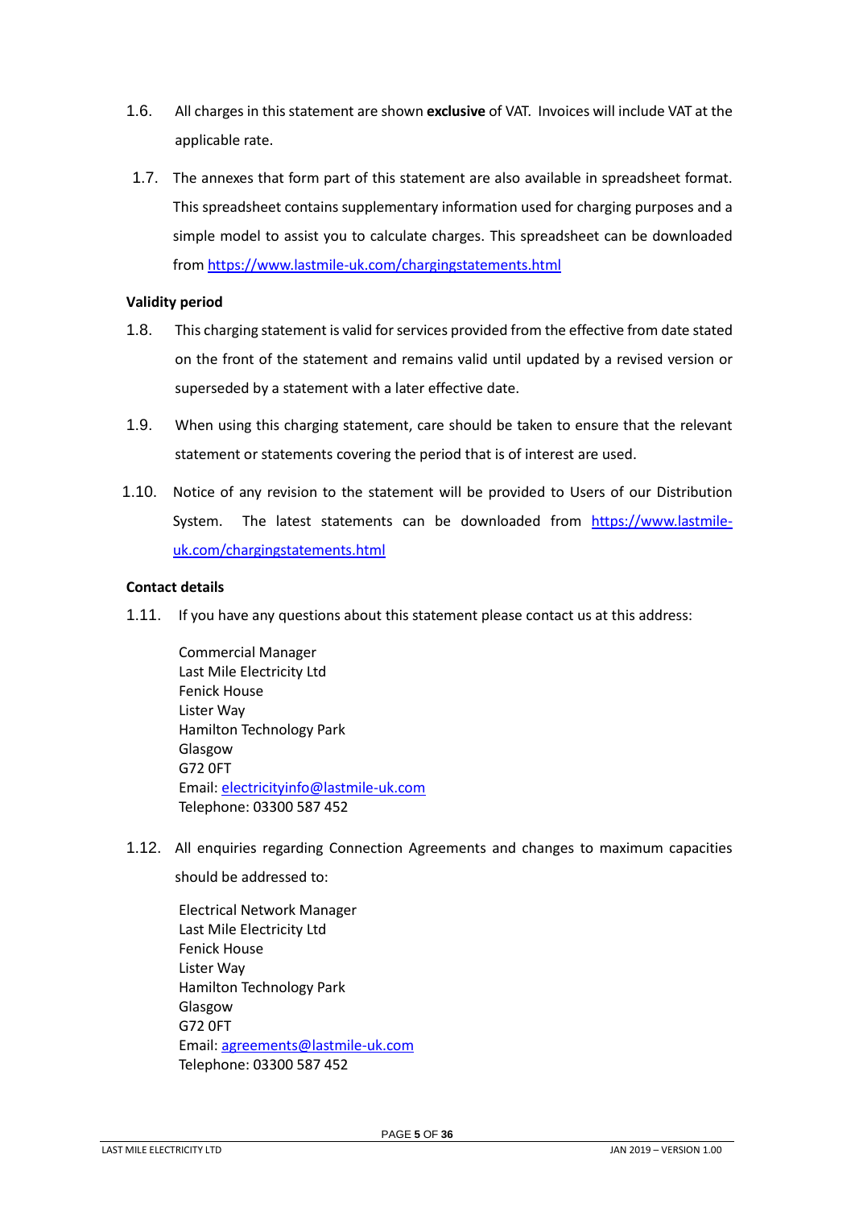1.6. All charges in this statement are shown **exclusive** of VAT. Invoices will include VAT at the applicable rate.

1.7. The annexes that form part of this statement are also available in spreadsheet format. This spreadsheet contains supplementary information used for charging purposes and a simple model to assist you to calculate charges. This spreadsheet can be downloaded from https://www.lastmile-uk.com/chargingstatements.html

**Validity period**

1.8. This charging statement is valid for services provided from the effective from date stated on the front of the statement and remains valid until updated by a revised version or superseded by a statement with a later effective date.

1.9. When using this charging statement, care should be taken to ensure that the relevant statement or statements covering the period that is of interest are used.

1.10. Notice of any revision to the statement will be provided to Users of our Distribution System. The latest statements can be downloaded from https://www.lastmile-uk.com/chargingstatements.html

**Contact details**

1.11. If you have any questions about this statement please contact us at this address:

Commercial Manager
Last Mile Electricity Ltd
Fenick House
Lister Way
Hamilton Technology Park
Glasgow
G72 0FT
Email: electricityinfo@lastmile-uk.com
Telephone: 03300 587 452

1.12. All enquiries regarding Connection Agreements and changes to maximum capacities should be addressed to:

Electrical Network Manager
Last Mile Electricity Ltd
Fenick House
Lister Way
Hamilton Technology Park
Glasgow
G72 0FT
Email: agreements@lastmile-uk.com
Telephone: 03300 587 452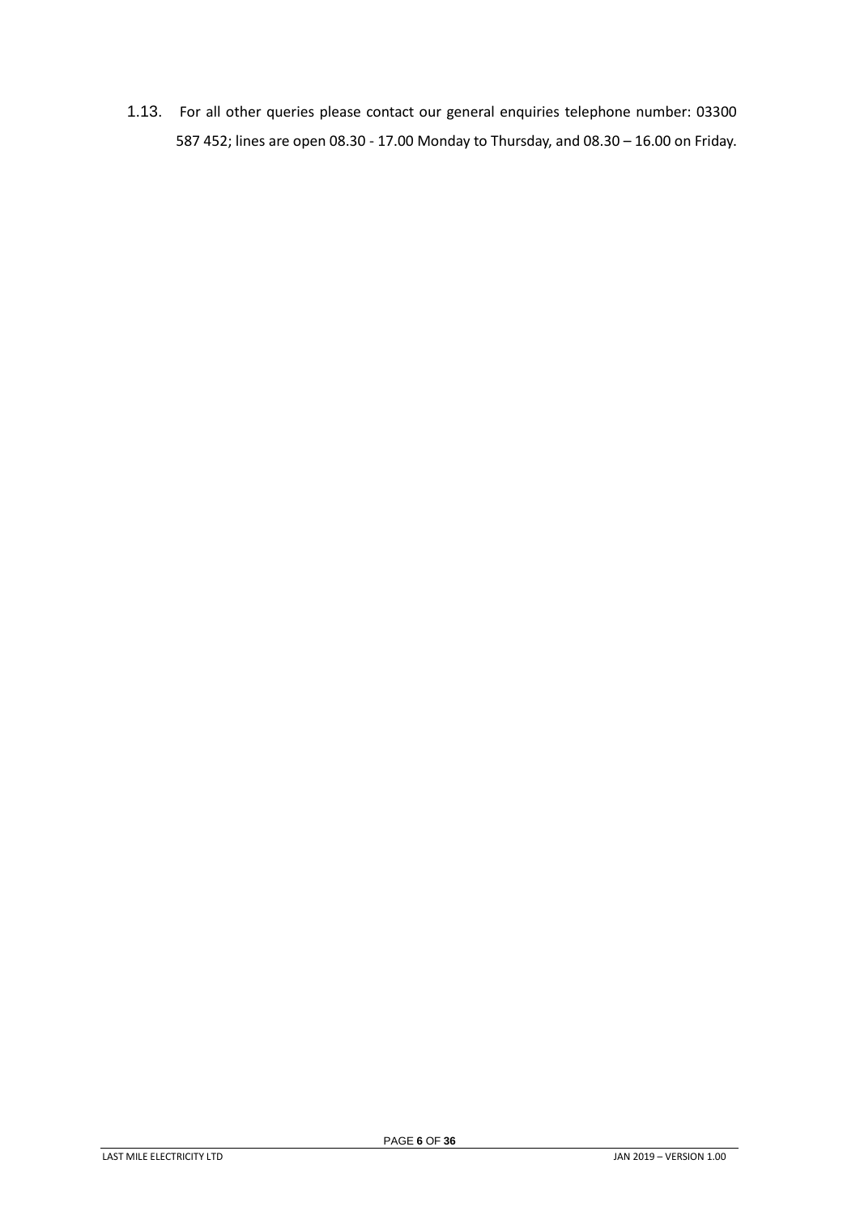1.13. For all other queries please contact our general enquiries telephone number: 03300 587 452; lines are open 08.30 - 17.00 Monday to Thursday, and 08.30 – 16.00 on Friday.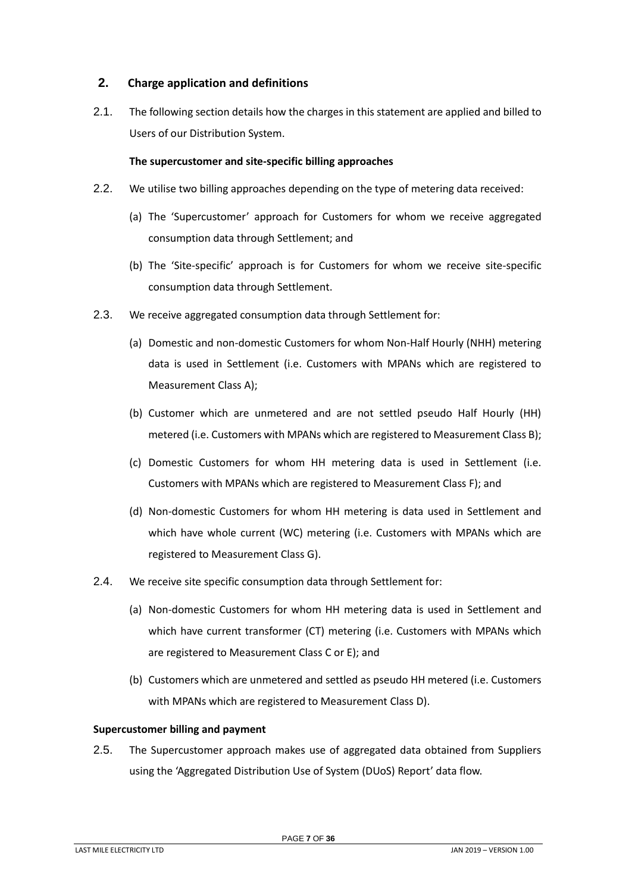## 2. Charge application and definitions

2.1. The following section details how the charges in this statement are applied and billed to Users of our Distribution System.

**The supercustomer and site-specific billing approaches**

2.2. We utilise two billing approaches depending on the type of metering data received:

(a) The 'Supercustomer' approach for Customers for whom we receive aggregated consumption data through Settlement; and

(b) The 'Site-specific' approach is for Customers for whom we receive site-specific consumption data through Settlement.

2.3. We receive aggregated consumption data through Settlement for:

(a) Domestic and non-domestic Customers for whom Non-Half Hourly (NHH) metering data is used in Settlement (i.e. Customers with MPANs which are registered to Measurement Class A);

(b) Customer which are unmetered and are not settled pseudo Half Hourly (HH) metered (i.e. Customers with MPANs which are registered to Measurement Class B);

(c) Domestic Customers for whom HH metering data is used in Settlement (i.e. Customers with MPANs which are registered to Measurement Class F); and

(d) Non-domestic Customers for whom HH metering is data used in Settlement and which have whole current (WC) metering (i.e. Customers with MPANs which are registered to Measurement Class G).

2.4. We receive site specific consumption data through Settlement for:

(a) Non-domestic Customers for whom HH metering data is used in Settlement and which have current transformer (CT) metering (i.e. Customers with MPANs which are registered to Measurement Class C or E); and

(b) Customers which are unmetered and settled as pseudo HH metered (i.e. Customers with MPANs which are registered to Measurement Class D).

**Supercustomer billing and payment**

2.5. The Supercustomer approach makes use of aggregated data obtained from Suppliers using the 'Aggregated Distribution Use of System (DUoS) Report' data flow.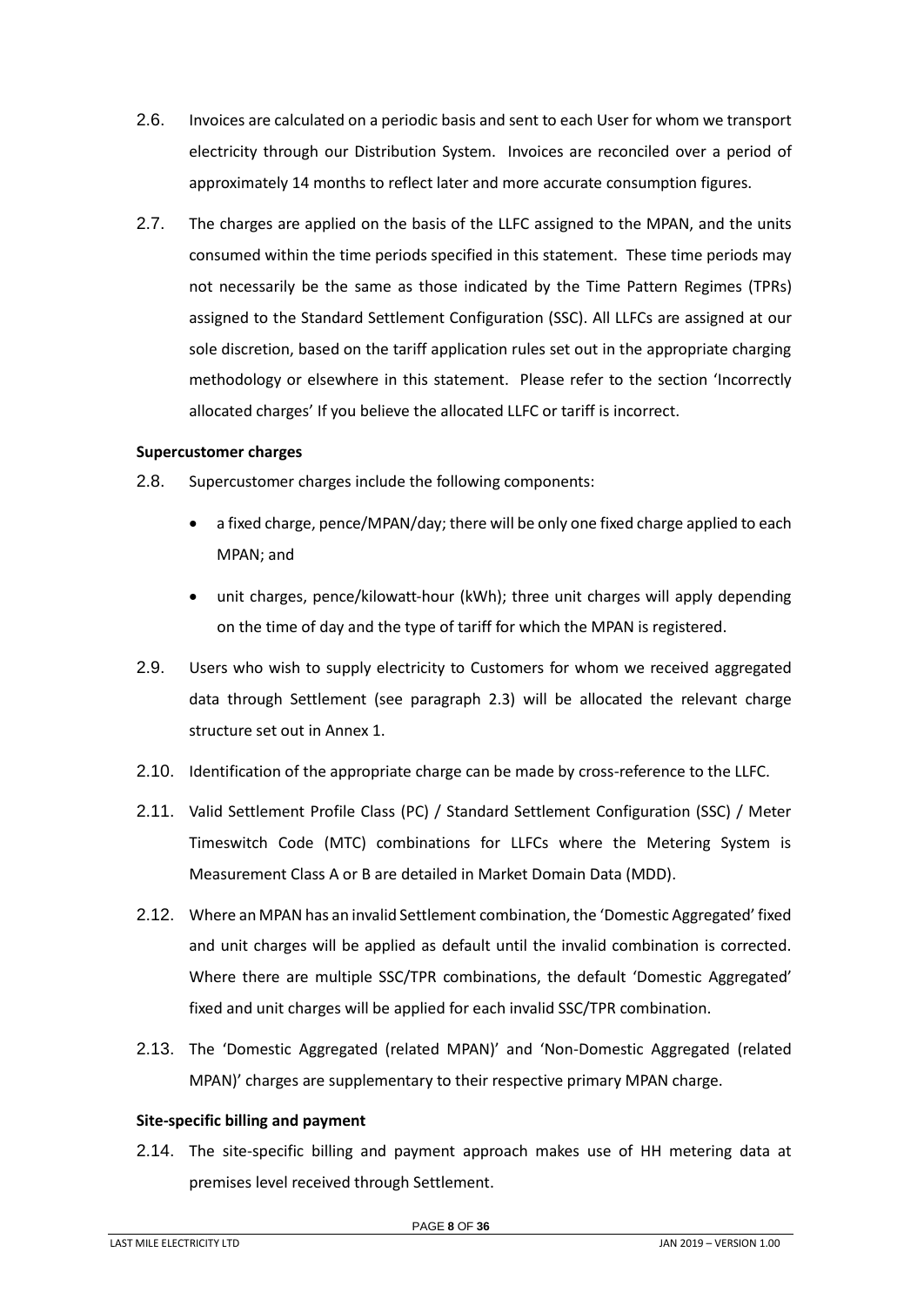2.6. Invoices are calculated on a periodic basis and sent to each User for whom we transport electricity through our Distribution System. Invoices are reconciled over a period of approximately 14 months to reflect later and more accurate consumption figures.

2.7. The charges are applied on the basis of the LLFC assigned to the MPAN, and the units consumed within the time periods specified in this statement. These time periods may not necessarily be the same as those indicated by the Time Pattern Regimes (TPRs) assigned to the Standard Settlement Configuration (SSC). All LLFCs are assigned at our sole discretion, based on the tariff application rules set out in the appropriate charging methodology or elsewhere in this statement. Please refer to the section 'Incorrectly allocated charges' If you believe the allocated LLFC or tariff is incorrect.

**Supercustomer charges**

2.8. Supercustomer charges include the following components:

- a fixed charge, pence/MPAN/day; there will be only one fixed charge applied to each MPAN; and
- unit charges, pence/kilowatt-hour (kWh); three unit charges will apply depending on the time of day and the type of tariff for which the MPAN is registered.

2.9. Users who wish to supply electricity to Customers for whom we received aggregated data through Settlement (see paragraph 2.3) will be allocated the relevant charge structure set out in Annex 1.

2.10. Identification of the appropriate charge can be made by cross-reference to the LLFC.

2.11. Valid Settlement Profile Class (PC) / Standard Settlement Configuration (SSC) / Meter Timeswitch Code (MTC) combinations for LLFCs where the Metering System is Measurement Class A or B are detailed in Market Domain Data (MDD).

2.12. Where an MPAN has an invalid Settlement combination, the 'Domestic Aggregated' fixed and unit charges will be applied as default until the invalid combination is corrected. Where there are multiple SSC/TPR combinations, the default 'Domestic Aggregated' fixed and unit charges will be applied for each invalid SSC/TPR combination.

2.13. The 'Domestic Aggregated (related MPAN)' and 'Non-Domestic Aggregated (related MPAN)' charges are supplementary to their respective primary MPAN charge.

**Site-specific billing and payment**

2.14. The site-specific billing and payment approach makes use of HH metering data at premises level received through Settlement.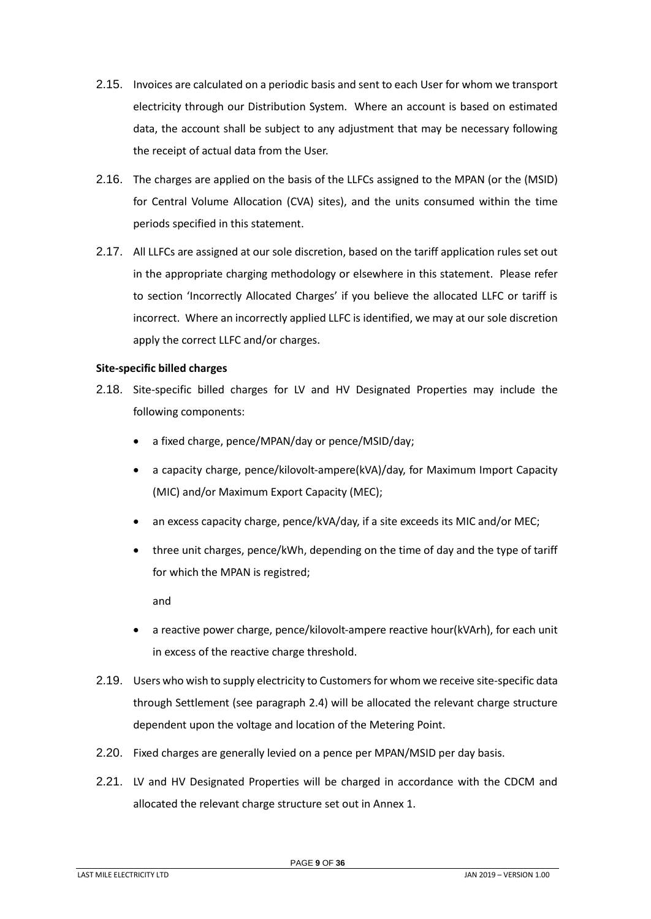2.15. Invoices are calculated on a periodic basis and sent to each User for whom we transport electricity through our Distribution System. Where an account is based on estimated data, the account shall be subject to any adjustment that may be necessary following the receipt of actual data from the User.

2.16. The charges are applied on the basis of the LLFCs assigned to the MPAN (or the (MSID) for Central Volume Allocation (CVA) sites), and the units consumed within the time periods specified in this statement.

2.17. All LLFCs are assigned at our sole discretion, based on the tariff application rules set out in the appropriate charging methodology or elsewhere in this statement. Please refer to section 'Incorrectly Allocated Charges' if you believe the allocated LLFC or tariff is incorrect. Where an incorrectly applied LLFC is identified, we may at our sole discretion apply the correct LLFC and/or charges.

**Site-specific billed charges**

2.18. Site-specific billed charges for LV and HV Designated Properties may include the following components:

- a fixed charge, pence/MPAN/day or pence/MSID/day;
- a capacity charge, pence/kilovolt-ampere(kVA)/day, for Maximum Import Capacity (MIC) and/or Maximum Export Capacity (MEC);
- an excess capacity charge, pence/kVA/day, if a site exceeds its MIC and/or MEC;
- three unit charges, pence/kWh, depending on the time of day and the type of tariff for which the MPAN is registred;

  and

- a reactive power charge, pence/kilovolt-ampere reactive hour(kVArh), for each unit in excess of the reactive charge threshold.

2.19. Users who wish to supply electricity to Customers for whom we receive site-specific data through Settlement (see paragraph 2.4) will be allocated the relevant charge structure dependent upon the voltage and location of the Metering Point.

2.20. Fixed charges are generally levied on a pence per MPAN/MSID per day basis.

2.21. LV and HV Designated Properties will be charged in accordance with the CDCM and allocated the relevant charge structure set out in Annex 1.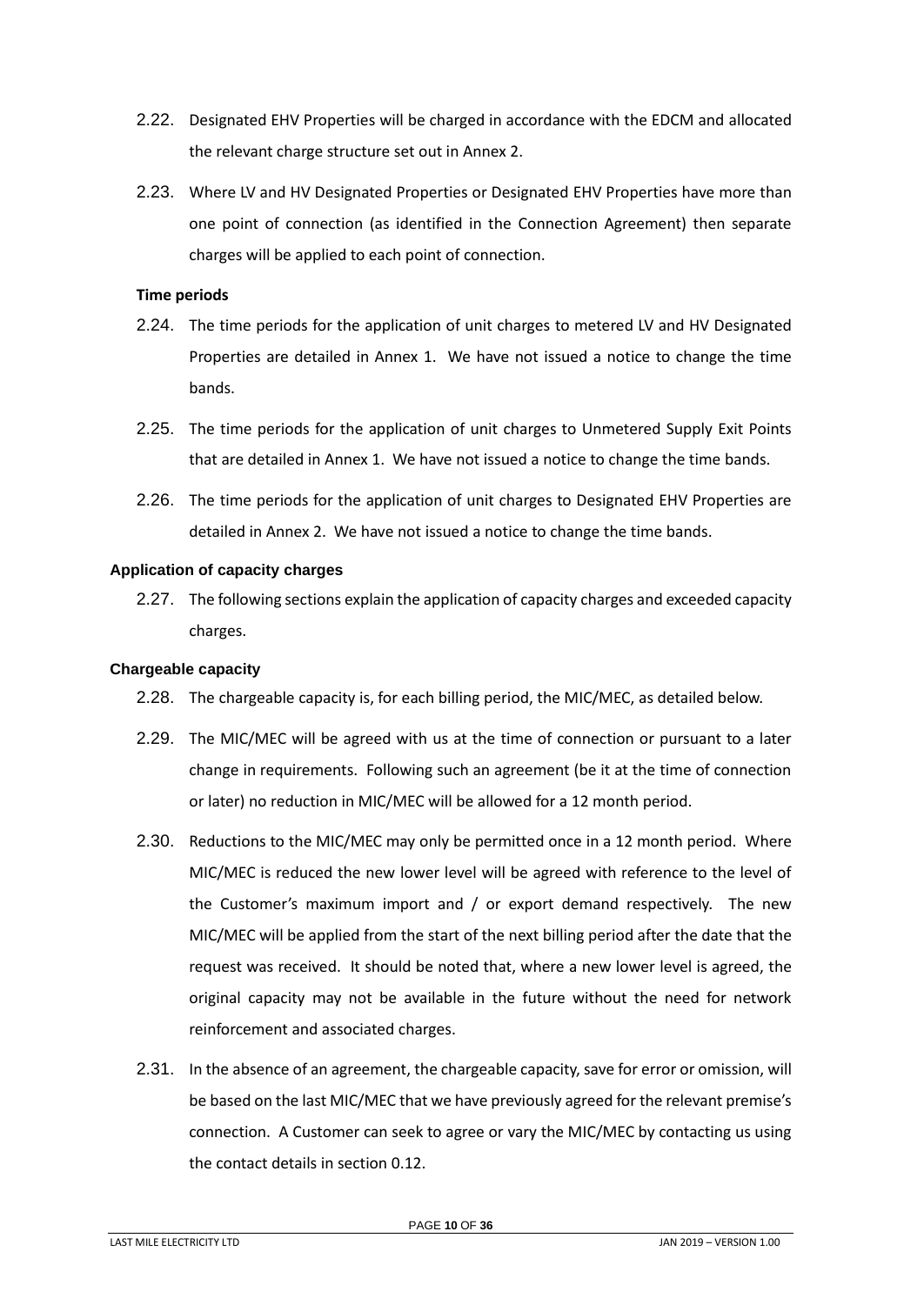2.22. Designated EHV Properties will be charged in accordance with the EDCM and allocated the relevant charge structure set out in Annex 2.

2.23. Where LV and HV Designated Properties or Designated EHV Properties have more than one point of connection (as identified in the Connection Agreement) then separate charges will be applied to each point of connection.

**Time periods**

2.24. The time periods for the application of unit charges to metered LV and HV Designated Properties are detailed in Annex 1. We have not issued a notice to change the time bands.

2.25. The time periods for the application of unit charges to Unmetered Supply Exit Points that are detailed in Annex 1. We have not issued a notice to change the time bands.

2.26. The time periods for the application of unit charges to Designated EHV Properties are detailed in Annex 2. We have not issued a notice to change the time bands.

### Application of capacity charges

2.27. The following sections explain the application of capacity charges and exceeded capacity charges.

### Chargeable capacity

2.28. The chargeable capacity is, for each billing period, the MIC/MEC, as detailed below.

2.29. The MIC/MEC will be agreed with us at the time of connection or pursuant to a later change in requirements. Following such an agreement (be it at the time of connection or later) no reduction in MIC/MEC will be allowed for a 12 month period.

2.30. Reductions to the MIC/MEC may only be permitted once in a 12 month period. Where MIC/MEC is reduced the new lower level will be agreed with reference to the level of the Customer's maximum import and / or export demand respectively. The new MIC/MEC will be applied from the start of the next billing period after the date that the request was received. It should be noted that, where a new lower level is agreed, the original capacity may not be available in the future without the need for network reinforcement and associated charges.

2.31. In the absence of an agreement, the chargeable capacity, save for error or omission, will be based on the last MIC/MEC that we have previously agreed for the relevant premise's connection. A Customer can seek to agree or vary the MIC/MEC by contacting us using the contact details in section 0.12.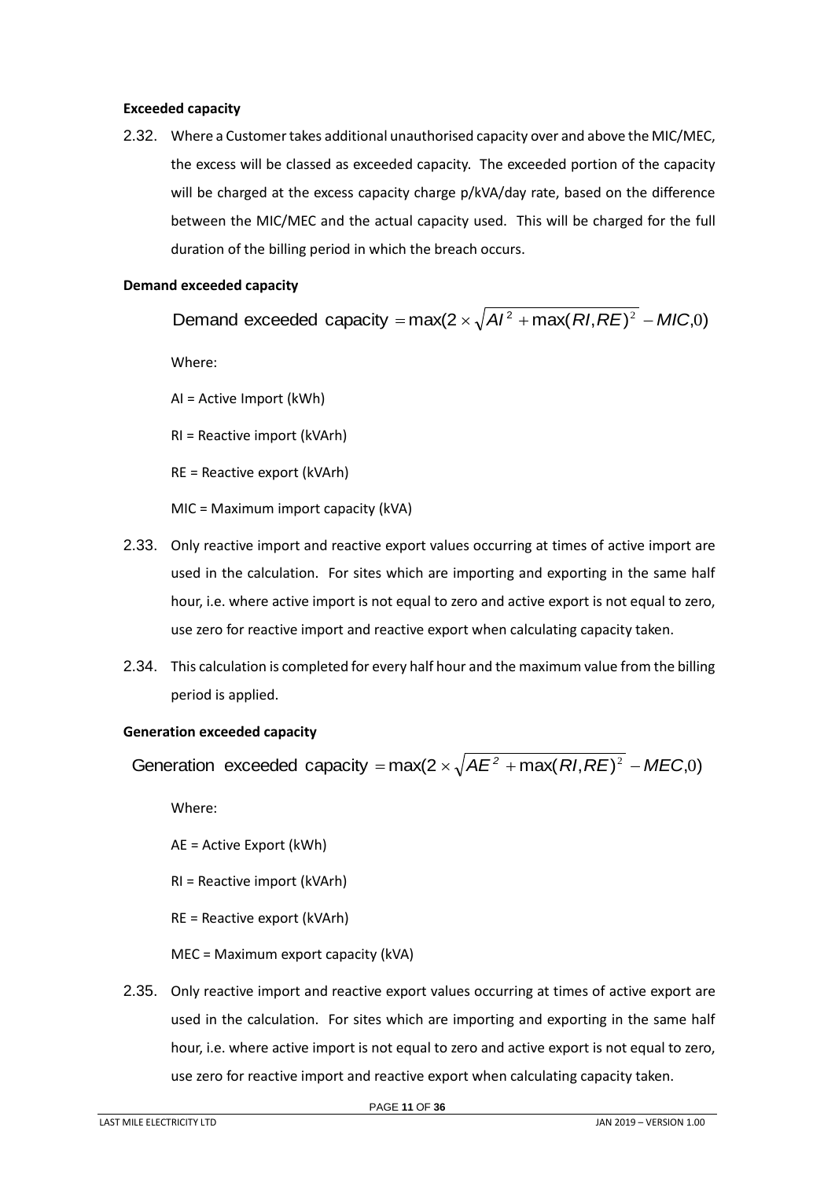**Exceeded capacity**

2.32. Where a Customer takes additional unauthorised capacity over and above the MIC/MEC, the excess will be classed as exceeded capacity. The exceeded portion of the capacity will be charged at the excess capacity charge p/kVA/day rate, based on the difference between the MIC/MEC and the actual capacity used. This will be charged for the full duration of the billing period in which the breach occurs.

**Demand exceeded capacity**

$$\text{Demand exceeded capacity} = \max(2 \times \sqrt{AI^2 + \max(RI, RE)^2} - MIC, 0)$$

Where:

AI = Active Import (kWh)

RI = Reactive import (kVArh)

RE = Reactive export (kVArh)

MIC = Maximum import capacity (kVA)

2.33. Only reactive import and reactive export values occurring at times of active import are used in the calculation. For sites which are importing and exporting in the same half hour, i.e. where active import is not equal to zero and active export is not equal to zero, use zero for reactive import and reactive export when calculating capacity taken.

2.34. This calculation is completed for every half hour and the maximum value from the billing period is applied.

**Generation exceeded capacity**

$$\text{Generation exceeded capacity} = \max(2 \times \sqrt{AE^2 + \max(RI, RE)^2} - MEC, 0)$$

Where:

AE = Active Export (kWh)

RI = Reactive import (kVArh)

RE = Reactive export (kVArh)

MEC = Maximum export capacity (kVA)

2.35. Only reactive import and reactive export values occurring at times of active export are used in the calculation. For sites which are importing and exporting in the same half hour, i.e. where active import is not equal to zero and active export is not equal to zero, use zero for reactive import and reactive export when calculating capacity taken.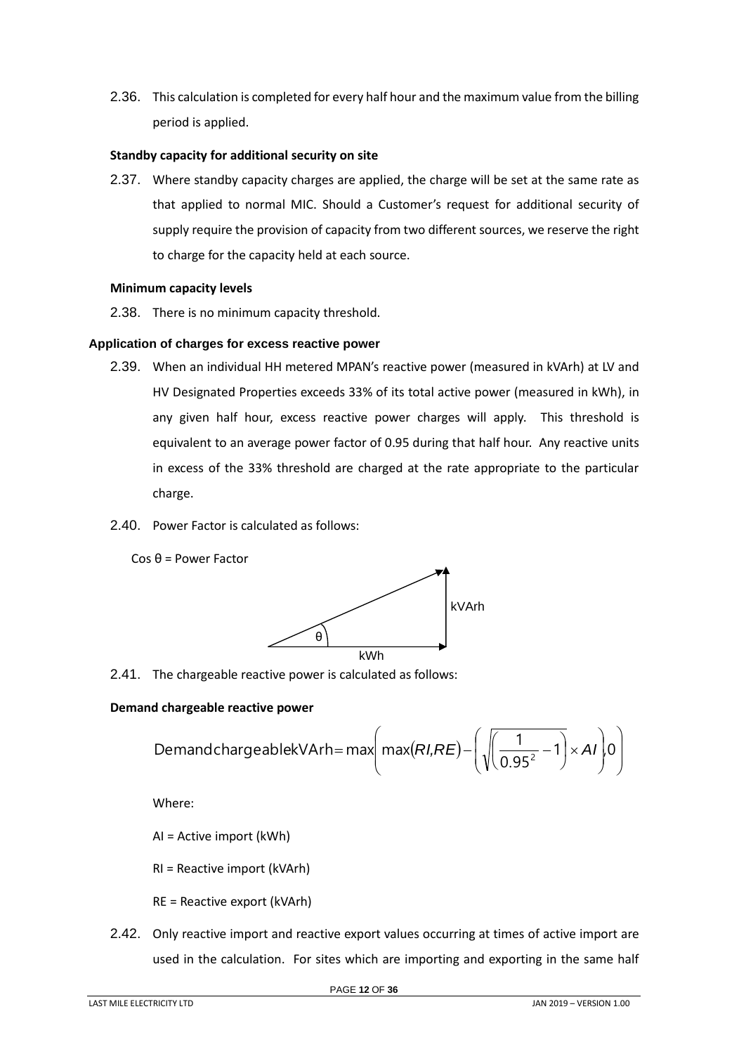2.36. This calculation is completed for every half hour and the maximum value from the billing period is applied.

**Standby capacity for additional security on site**

2.37. Where standby capacity charges are applied, the charge will be set at the same rate as that applied to normal MIC. Should a Customer's request for additional security of supply require the provision of capacity from two different sources, we reserve the right to charge for the capacity held at each source.

**Minimum capacity levels**

2.38. There is no minimum capacity threshold.

### Application of charges for excess reactive power

2.39. When an individual HH metered MPAN's reactive power (measured in kVArh) at LV and HV Designated Properties exceeds 33% of its total active power (measured in kWh), in any given half hour, excess reactive power charges will apply. This threshold is equivalent to an average power factor of 0.95 during that half hour. Any reactive units in excess of the 33% threshold are charged at the rate appropriate to the particular charge.

2.40. Power Factor is calculated as follows:

Cos θ = Power Factor

kVArh

θ

kWh

2.41. The chargeable reactive power is calculated as follows:

**Demand chargeable reactive power**

$$\text{Demand chargeable kVArh} = \max\left( \max(RI, RE) - \left( \sqrt{\left( \frac{1}{0.95^2} - 1 \right)} \times AI \right), 0 \right)$$

Where:

AI = Active import (kWh)

RI = Reactive import (kVArh)

RE = Reactive export (kVArh)

2.42. Only reactive import and reactive export values occurring at times of active import are used in the calculation. For sites which are importing and exporting in the same half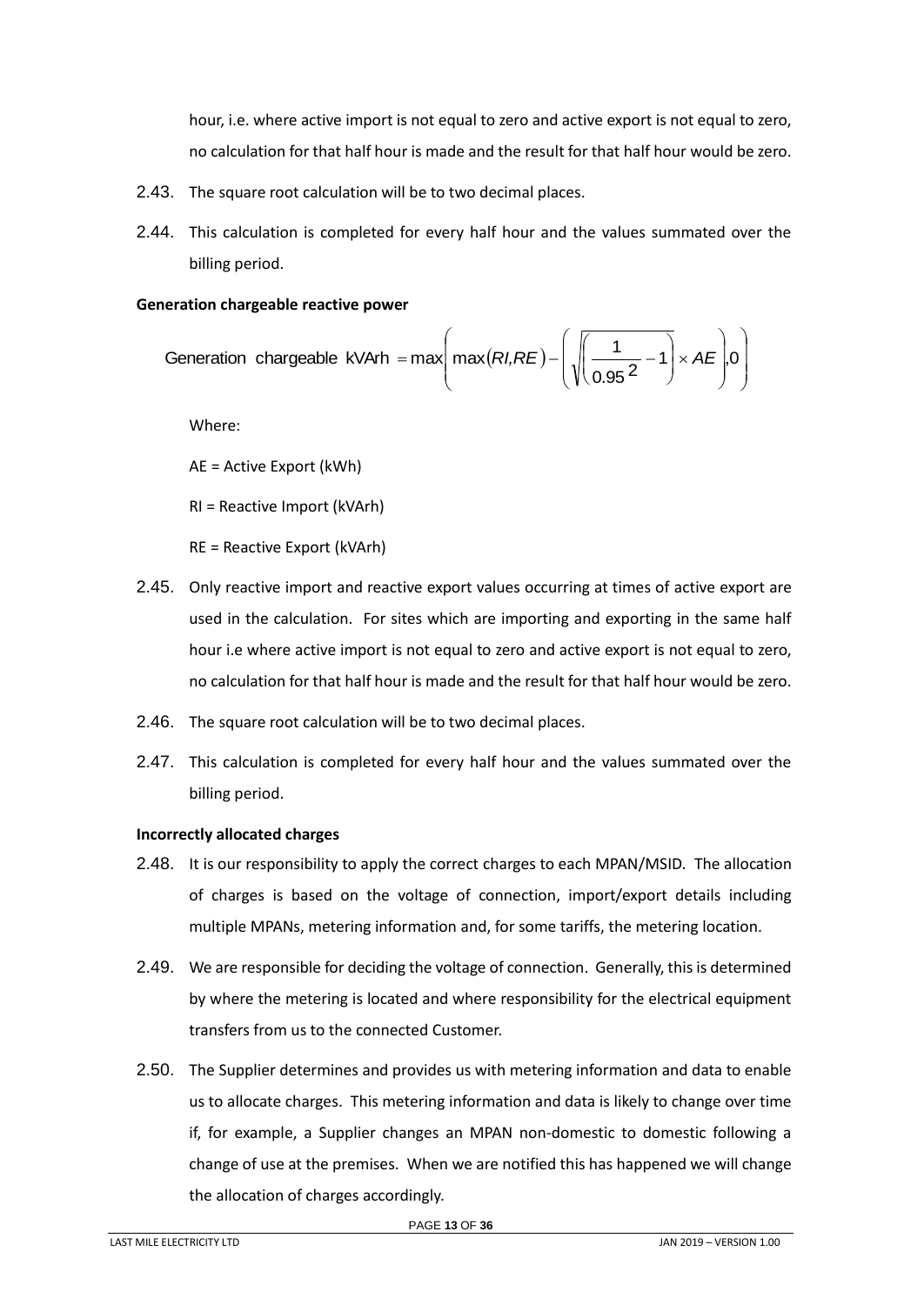hour, i.e. where active import is not equal to zero and active export is not equal to zero, no calculation for that half hour is made and the result for that half hour would be zero.

2.43. The square root calculation will be to two decimal places.

2.44. This calculation is completed for every half hour and the values summated over the billing period.

**Generation chargeable reactive power**

$$\text{Generation chargeable kVArh} = \max\left(\max(RI, RE) - \left(\sqrt{\left(\frac{1}{0.95^2} - 1\right)} \times AE\right), 0\right)$$

Where:

AE = Active Export (kWh)

RI = Reactive Import (kVArh)

RE = Reactive Export (kVArh)

2.45. Only reactive import and reactive export values occurring at times of active export are used in the calculation. For sites which are importing and exporting in the same half hour i.e where active import is not equal to zero and active export is not equal to zero, no calculation for that half hour is made and the result for that half hour would be zero.

2.46. The square root calculation will be to two decimal places.

2.47. This calculation is completed for every half hour and the values summated over the billing period.

**Incorrectly allocated charges**

2.48. It is our responsibility to apply the correct charges to each MPAN/MSID. The allocation of charges is based on the voltage of connection, import/export details including multiple MPANs, metering information and, for some tariffs, the metering location.

2.49. We are responsible for deciding the voltage of connection. Generally, this is determined by where the metering is located and where responsibility for the electrical equipment transfers from us to the connected Customer.

2.50. The Supplier determines and provides us with metering information and data to enable us to allocate charges. This metering information and data is likely to change over time if, for example, a Supplier changes an MPAN non-domestic to domestic following a change of use at the premises. When we are notified this has happened we will change the allocation of charges accordingly.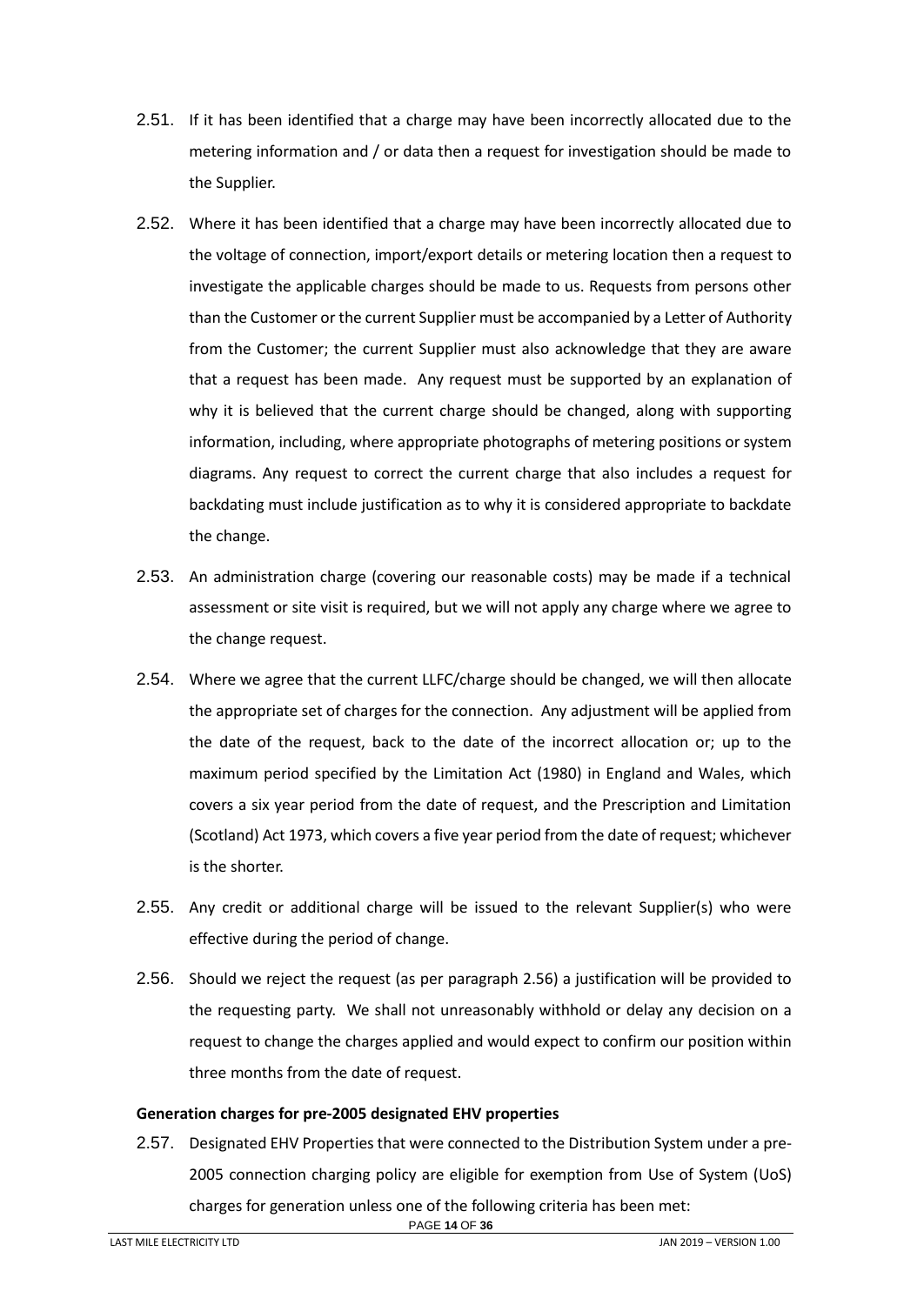2.51. If it has been identified that a charge may have been incorrectly allocated due to the metering information and / or data then a request for investigation should be made to the Supplier.

2.52. Where it has been identified that a charge may have been incorrectly allocated due to the voltage of connection, import/export details or metering location then a request to investigate the applicable charges should be made to us. Requests from persons other than the Customer or the current Supplier must be accompanied by a Letter of Authority from the Customer; the current Supplier must also acknowledge that they are aware that a request has been made. Any request must be supported by an explanation of why it is believed that the current charge should be changed, along with supporting information, including, where appropriate photographs of metering positions or system diagrams. Any request to correct the current charge that also includes a request for backdating must include justification as to why it is considered appropriate to backdate the change.

2.53. An administration charge (covering our reasonable costs) may be made if a technical assessment or site visit is required, but we will not apply any charge where we agree to the change request.

2.54. Where we agree that the current LLFC/charge should be changed, we will then allocate the appropriate set of charges for the connection. Any adjustment will be applied from the date of the request, back to the date of the incorrect allocation or; up to the maximum period specified by the Limitation Act (1980) in England and Wales, which covers a six year period from the date of request, and the Prescription and Limitation (Scotland) Act 1973, which covers a five year period from the date of request; whichever is the shorter.

2.55. Any credit or additional charge will be issued to the relevant Supplier(s) who were effective during the period of change.

2.56. Should we reject the request (as per paragraph 2.56) a justification will be provided to the requesting party. We shall not unreasonably withhold or delay any decision on a request to change the charges applied and would expect to confirm our position within three months from the date of request.

**Generation charges for pre-2005 designated EHV properties**

2.57. Designated EHV Properties that were connected to the Distribution System under a pre-2005 connection charging policy are eligible for exemption from Use of System (UoS) charges for generation unless one of the following criteria has been met: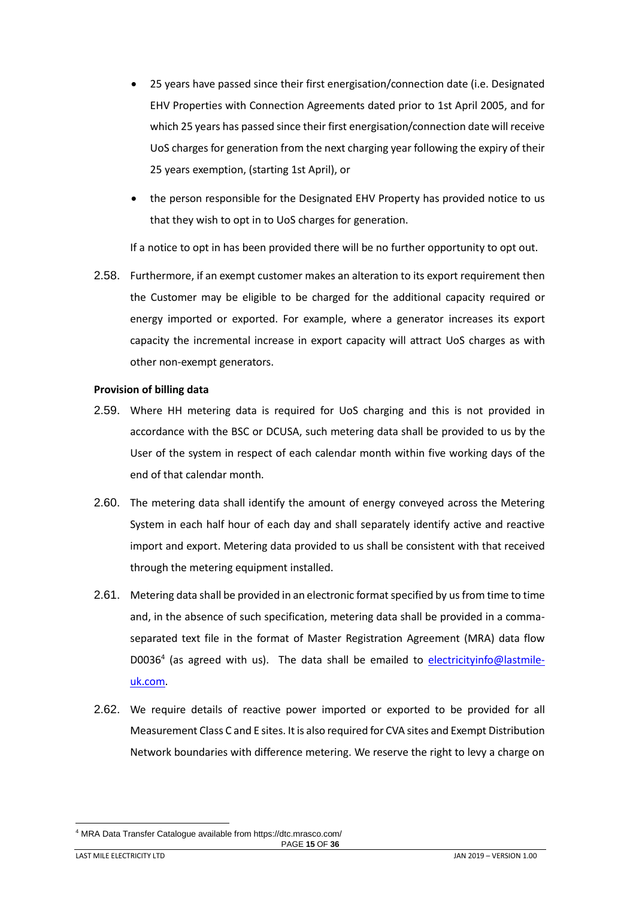- 25 years have passed since their first energisation/connection date (i.e. Designated EHV Properties with Connection Agreements dated prior to 1st April 2005, and for which 25 years has passed since their first energisation/connection date will receive UoS charges for generation from the next charging year following the expiry of their 25 years exemption, (starting 1st April), or
- the person responsible for the Designated EHV Property has provided notice to us that they wish to opt in to UoS charges for generation.

If a notice to opt in has been provided there will be no further opportunity to opt out.

2.58. Furthermore, if an exempt customer makes an alteration to its export requirement then the Customer may be eligible to be charged for the additional capacity required or energy imported or exported. For example, where a generator increases its export capacity the incremental increase in export capacity will attract UoS charges as with other non-exempt generators.

**Provision of billing data**

2.59. Where HH metering data is required for UoS charging and this is not provided in accordance with the BSC or DCUSA, such metering data shall be provided to us by the User of the system in respect of each calendar month within five working days of the end of that calendar month.

2.60. The metering data shall identify the amount of energy conveyed across the Metering System in each half hour of each day and shall separately identify active and reactive import and export. Metering data provided to us shall be consistent with that received through the metering equipment installed.

2.61. Metering data shall be provided in an electronic format specified by us from time to time and, in the absence of such specification, metering data shall be provided in a comma-separated text file in the format of Master Registration Agreement (MRA) data flow D0036[4] (as agreed with us). The data shall be emailed to [electricityinfo@lastmile-uk.com](mailto:electricityinfo@lastmile-uk.com).

2.62. We require details of reactive power imported or exported to be provided for all Measurement Class C and E sites. It is also required for CVA sites and Exempt Distribution Network boundaries with difference metering. We reserve the right to levy a charge on

[4] MRA Data Transfer Catalogue available from https://dtc.mrasco.com/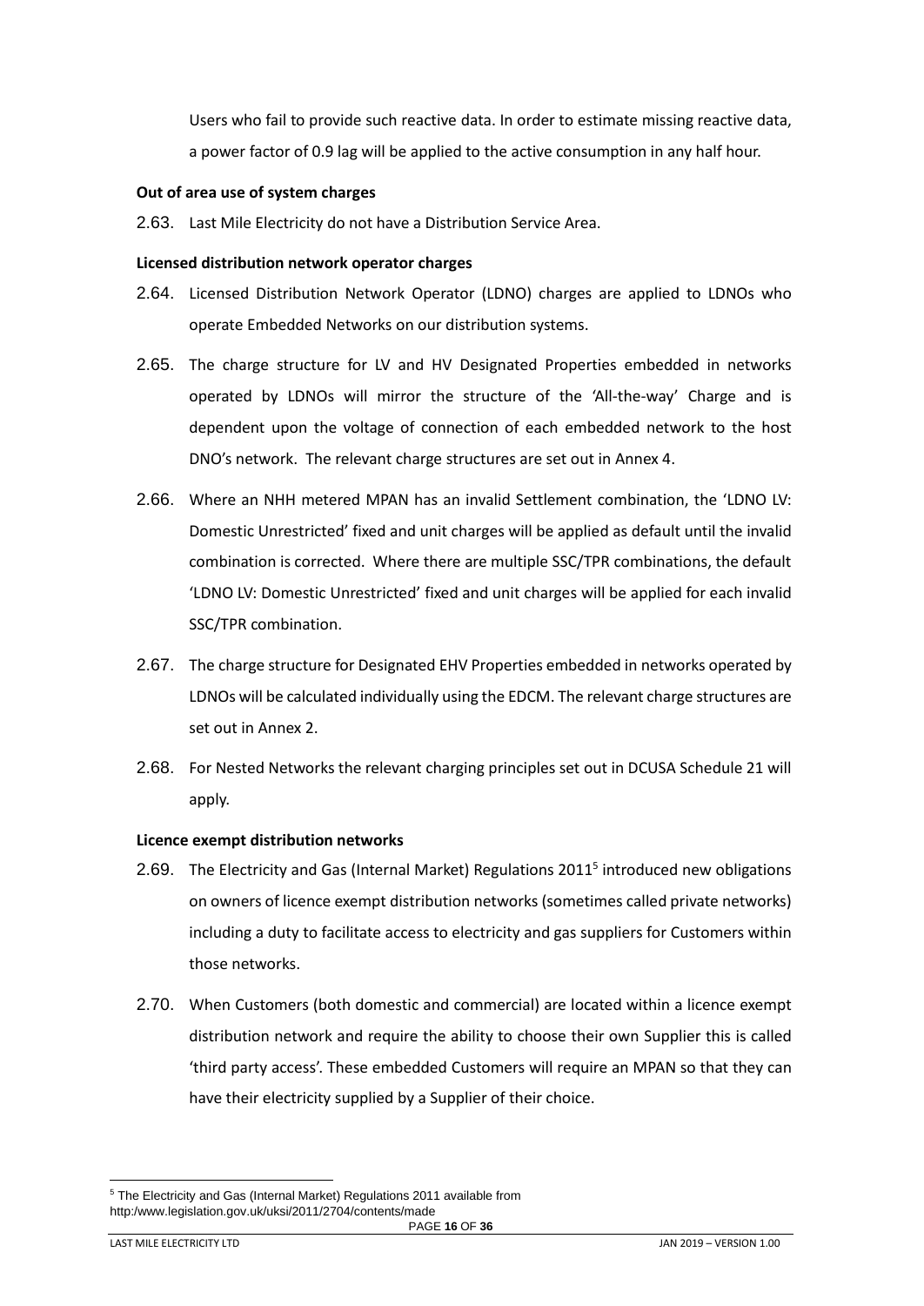Users who fail to provide such reactive data. In order to estimate missing reactive data, a power factor of 0.9 lag will be applied to the active consumption in any half hour.

**Out of area use of system charges**

2.63. Last Mile Electricity do not have a Distribution Service Area.

**Licensed distribution network operator charges**

2.64. Licensed Distribution Network Operator (LDNO) charges are applied to LDNOs who operate Embedded Networks on our distribution systems.

2.65. The charge structure for LV and HV Designated Properties embedded in networks operated by LDNOs will mirror the structure of the 'All-the-way' Charge and is dependent upon the voltage of connection of each embedded network to the host DNO's network. The relevant charge structures are set out in Annex 4.

2.66. Where an NHH metered MPAN has an invalid Settlement combination, the 'LDNO LV: Domestic Unrestricted' fixed and unit charges will be applied as default until the invalid combination is corrected. Where there are multiple SSC/TPR combinations, the default 'LDNO LV: Domestic Unrestricted' fixed and unit charges will be applied for each invalid SSC/TPR combination.

2.67. The charge structure for Designated EHV Properties embedded in networks operated by LDNOs will be calculated individually using the EDCM. The relevant charge structures are set out in Annex 2.

2.68. For Nested Networks the relevant charging principles set out in DCUSA Schedule 21 will apply.

**Licence exempt distribution networks**

2.69. The Electricity and Gas (Internal Market) Regulations 2011[5] introduced new obligations on owners of licence exempt distribution networks (sometimes called private networks) including a duty to facilitate access to electricity and gas suppliers for Customers within those networks.

2.70. When Customers (both domestic and commercial) are located within a licence exempt distribution network and require the ability to choose their own Supplier this is called 'third party access'. These embedded Customers will require an MPAN so that they can have their electricity supplied by a Supplier of their choice.

[5] The Electricity and Gas (Internal Market) Regulations 2011 available from http:/www.legislation.gov.uk/uksi/2011/2704/contents/made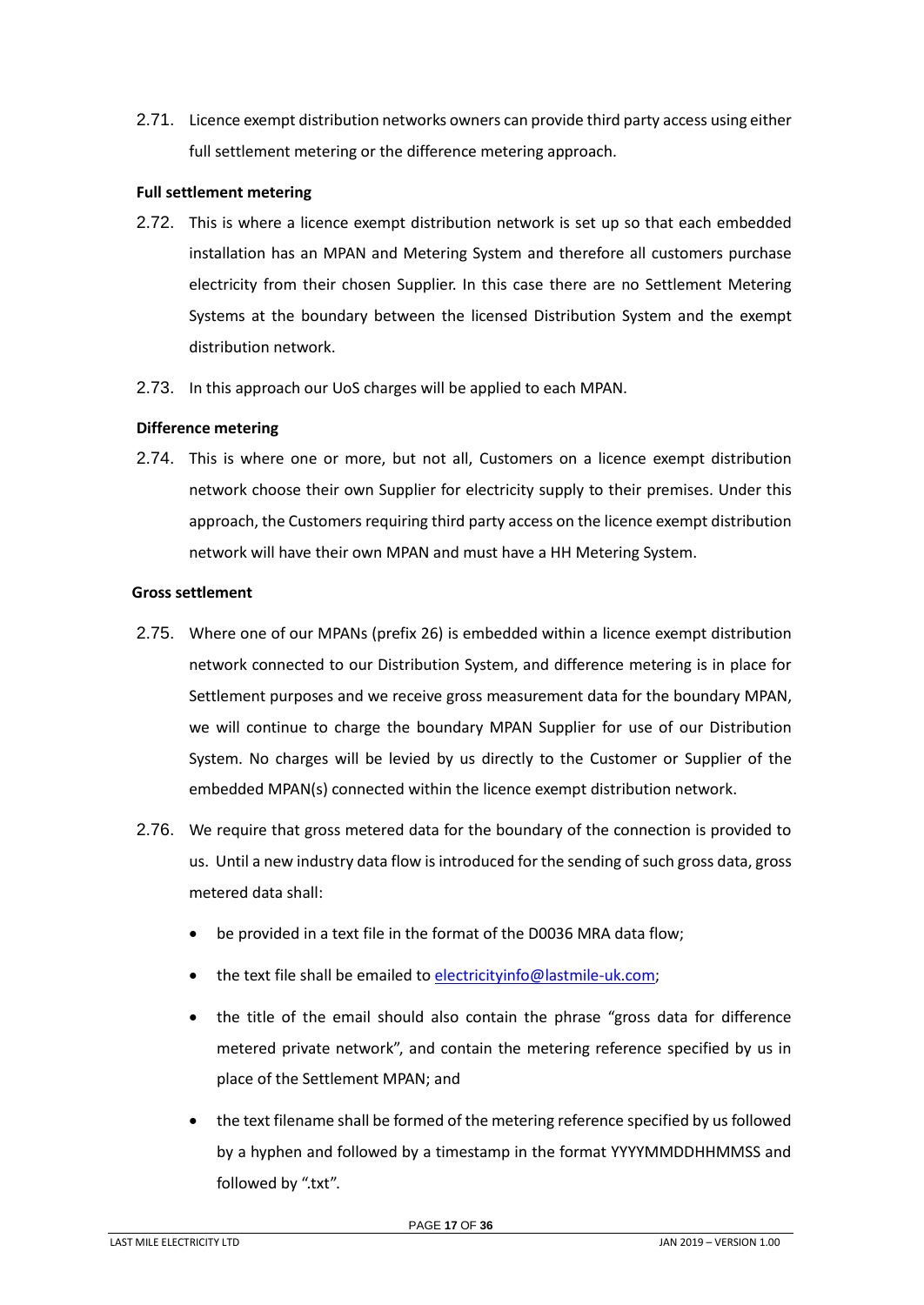2.71. Licence exempt distribution networks owners can provide third party access using either full settlement metering or the difference metering approach.

**Full settlement metering**

2.72. This is where a licence exempt distribution network is set up so that each embedded installation has an MPAN and Metering System and therefore all customers purchase electricity from their chosen Supplier. In this case there are no Settlement Metering Systems at the boundary between the licensed Distribution System and the exempt distribution network.

2.73. In this approach our UoS charges will be applied to each MPAN.

**Difference metering**

2.74. This is where one or more, but not all, Customers on a licence exempt distribution network choose their own Supplier for electricity supply to their premises. Under this approach, the Customers requiring third party access on the licence exempt distribution network will have their own MPAN and must have a HH Metering System.

**Gross settlement**

2.75. Where one of our MPANs (prefix 26) is embedded within a licence exempt distribution network connected to our Distribution System, and difference metering is in place for Settlement purposes and we receive gross measurement data for the boundary MPAN, we will continue to charge the boundary MPAN Supplier for use of our Distribution System. No charges will be levied by us directly to the Customer or Supplier of the embedded MPAN(s) connected within the licence exempt distribution network.

2.76. We require that gross metered data for the boundary of the connection is provided to us. Until a new industry data flow is introduced for the sending of such gross data, gross metered data shall:

- be provided in a text file in the format of the D0036 MRA data flow;
- the text file shall be emailed to electricityinfo@lastmile-uk.com;
- the title of the email should also contain the phrase "gross data for difference metered private network", and contain the metering reference specified by us in place of the Settlement MPAN; and
- the text filename shall be formed of the metering reference specified by us followed by a hyphen and followed by a timestamp in the format YYYYMMDDHHMMSS and followed by ".txt".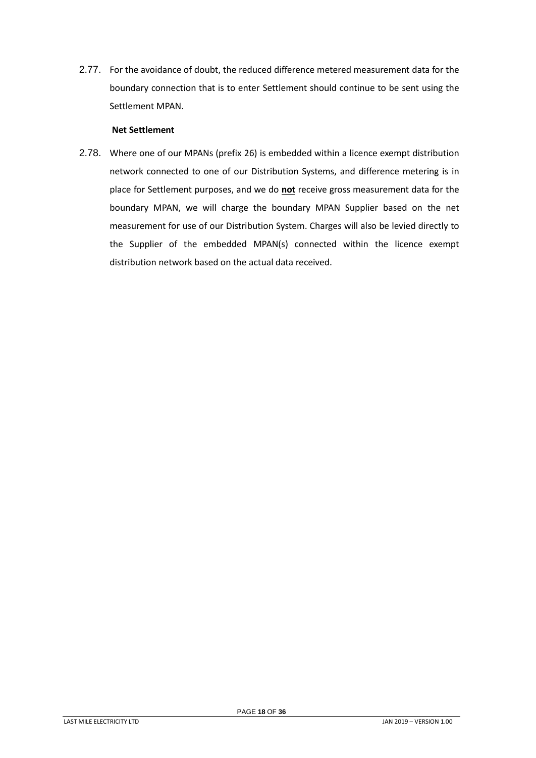2.77. For the avoidance of doubt, the reduced difference metered measurement data for the boundary connection that is to enter Settlement should continue to be sent using the Settlement MPAN.

**Net Settlement**

2.78. Where one of our MPANs (prefix 26) is embedded within a licence exempt distribution network connected to one of our Distribution Systems, and difference metering is in place for Settlement purposes, and we do **not** receive gross measurement data for the boundary MPAN, we will charge the boundary MPAN Supplier based on the net measurement for use of our Distribution System. Charges will also be levied directly to the Supplier of the embedded MPAN(s) connected within the licence exempt distribution network based on the actual data received.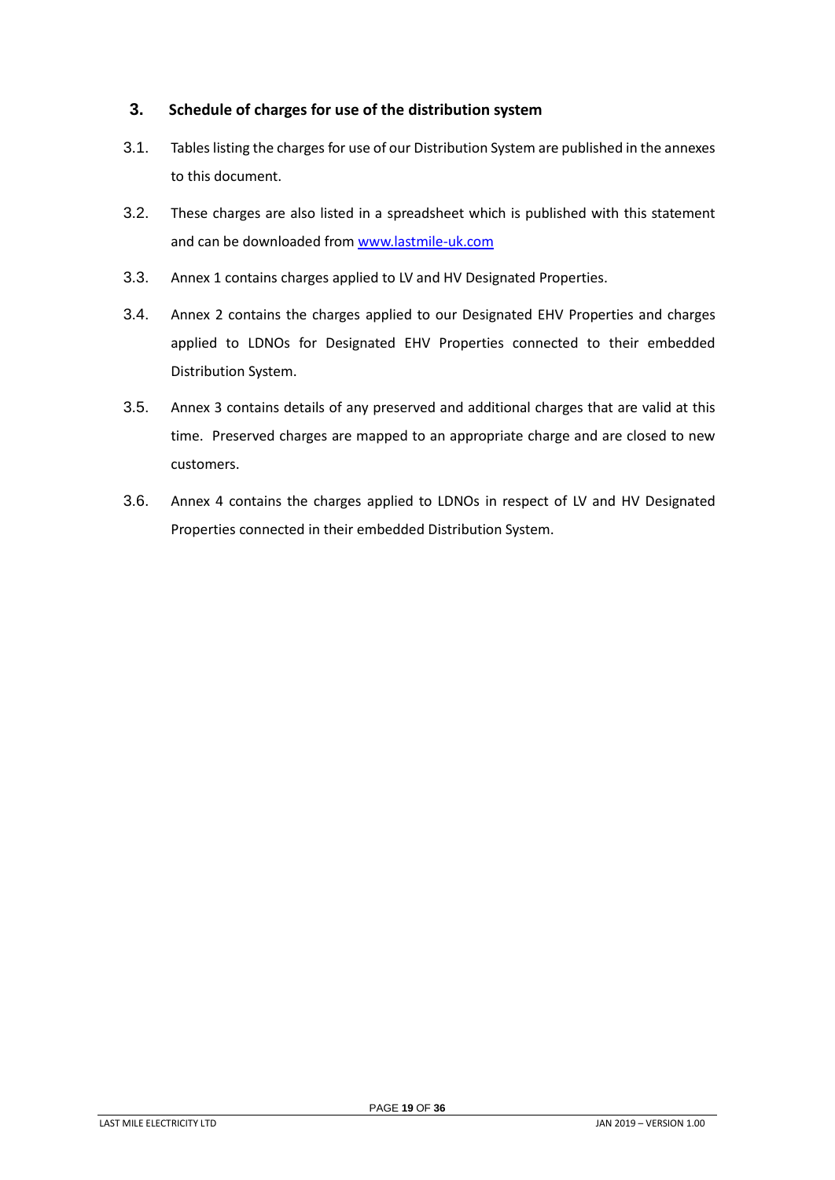## 3. Schedule of charges for use of the distribution system

3.1. Tables listing the charges for use of our Distribution System are published in the annexes to this document.

3.2. These charges are also listed in a spreadsheet which is published with this statement and can be downloaded from [www.lastmile-uk.com](http://www.lastmile-uk.com)

3.3. Annex 1 contains charges applied to LV and HV Designated Properties.

3.4. Annex 2 contains the charges applied to our Designated EHV Properties and charges applied to LDNOs for Designated EHV Properties connected to their embedded Distribution System.

3.5. Annex 3 contains details of any preserved and additional charges that are valid at this time. Preserved charges are mapped to an appropriate charge and are closed to new customers.

3.6. Annex 4 contains the charges applied to LDNOs in respect of LV and HV Designated Properties connected in their embedded Distribution System.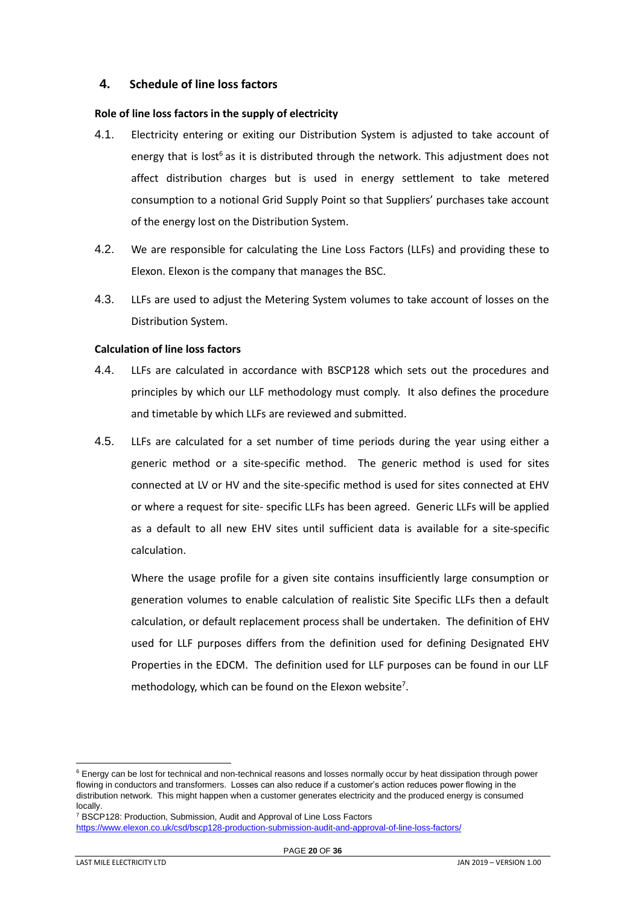## 4. Schedule of line loss factors

### Role of line loss factors in the supply of electricity

4.1. Electricity entering or exiting our Distribution System is adjusted to take account of energy that is lost[6] as it is distributed through the network. This adjustment does not affect distribution charges but is used in energy settlement to take metered consumption to a notional Grid Supply Point so that Suppliers' purchases take account of the energy lost on the Distribution System.

4.2. We are responsible for calculating the Line Loss Factors (LLFs) and providing these to Elexon. Elexon is the company that manages the BSC.

4.3. LLFs are used to adjust the Metering System volumes to take account of losses on the Distribution System.

### Calculation of line loss factors

4.4. LLFs are calculated in accordance with BSCP128 which sets out the procedures and principles by which our LLF methodology must comply. It also defines the procedure and timetable by which LLFs are reviewed and submitted.

4.5. LLFs are calculated for a set number of time periods during the year using either a generic method or a site-specific method. The generic method is used for sites connected at LV or HV and the site-specific method is used for sites connected at EHV or where a request for site- specific LLFs has been agreed. Generic LLFs will be applied as a default to all new EHV sites until sufficient data is available for a site-specific calculation.

Where the usage profile for a given site contains insufficiently large consumption or generation volumes to enable calculation of realistic Site Specific LLFs then a default calculation, or default replacement process shall be undertaken. The definition of EHV used for LLF purposes differs from the definition used for defining Designated EHV Properties in the EDCM. The definition used for LLF purposes can be found in our LLF methodology, which can be found on the Elexon website[7].

---

[6] Energy can be lost for technical and non-technical reasons and losses normally occur by heat dissipation through power flowing in conductors and transformers. Losses can also reduce if a customer's action reduces power flowing in the distribution network. This might happen when a customer generates electricity and the produced energy is consumed locally.

[7] BSCP128: Production, Submission, Audit and Approval of Line Loss Factors https://www.elexon.co.uk/csd/bscp128-production-submission-audit-and-approval-of-line-loss-factors/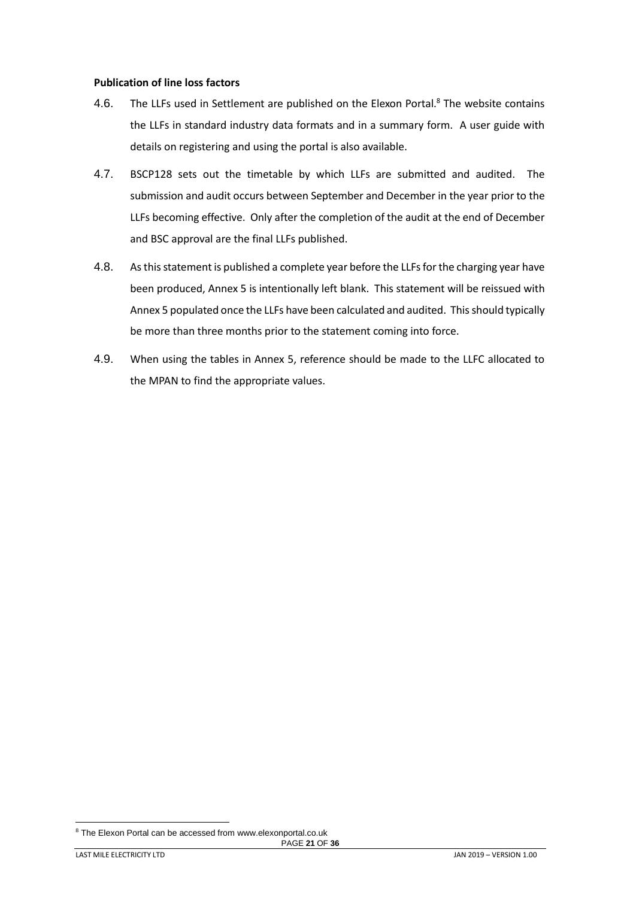**Publication of line loss factors**

4.6. The LLFs used in Settlement are published on the Elexon Portal.[8] The website contains the LLFs in standard industry data formats and in a summary form. A user guide with details on registering and using the portal is also available.

4.7. BSCP128 sets out the timetable by which LLFs are submitted and audited. The submission and audit occurs between September and December in the year prior to the LLFs becoming effective. Only after the completion of the audit at the end of December and BSC approval are the final LLFs published.

4.8. As this statement is published a complete year before the LLFs for the charging year have been produced, Annex 5 is intentionally left blank. This statement will be reissued with Annex 5 populated once the LLFs have been calculated and audited. This should typically be more than three months prior to the statement coming into force.

4.9. When using the tables in Annex 5, reference should be made to the LLFC allocated to the MPAN to find the appropriate values.

[8] The Elexon Portal can be accessed from www.elexonportal.co.uk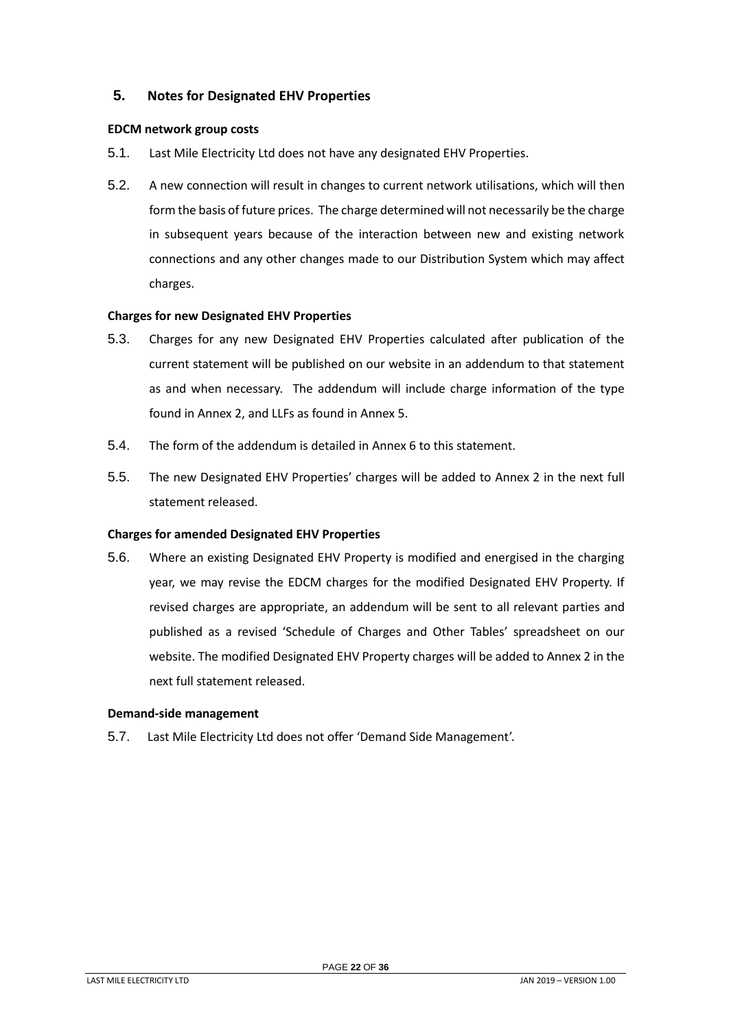## 5. Notes for Designated EHV Properties

### EDCM network group costs

5.1. Last Mile Electricity Ltd does not have any designated EHV Properties.

5.2. A new connection will result in changes to current network utilisations, which will then form the basis of future prices. The charge determined will not necessarily be the charge in subsequent years because of the interaction between new and existing network connections and any other changes made to our Distribution System which may affect charges.

### Charges for new Designated EHV Properties

5.3. Charges for any new Designated EHV Properties calculated after publication of the current statement will be published on our website in an addendum to that statement as and when necessary. The addendum will include charge information of the type found in Annex 2, and LLFs as found in Annex 5.

5.4. The form of the addendum is detailed in Annex 6 to this statement.

5.5. The new Designated EHV Properties' charges will be added to Annex 2 in the next full statement released.

### Charges for amended Designated EHV Properties

5.6. Where an existing Designated EHV Property is modified and energised in the charging year, we may revise the EDCM charges for the modified Designated EHV Property. If revised charges are appropriate, an addendum will be sent to all relevant parties and published as a revised 'Schedule of Charges and Other Tables' spreadsheet on our website. The modified Designated EHV Property charges will be added to Annex 2 in the next full statement released.

### Demand-side management

5.7. Last Mile Electricity Ltd does not offer 'Demand Side Management'.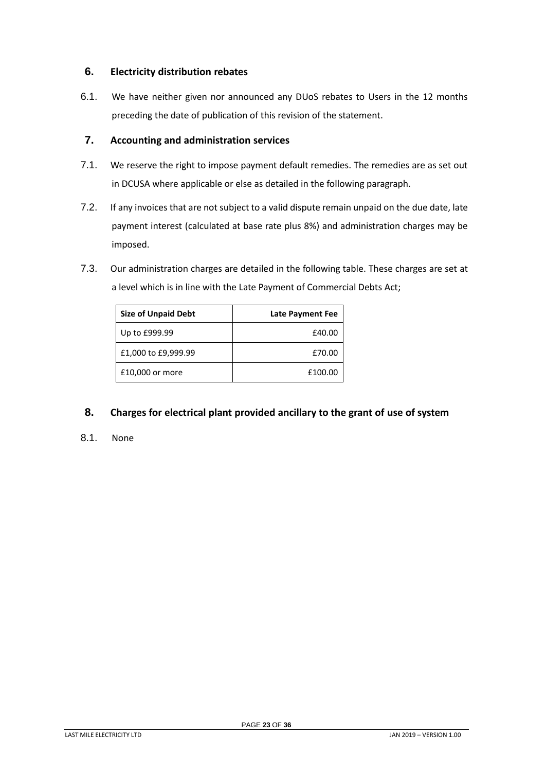## 6. Electricity distribution rebates

6.1. We have neither given nor announced any DUoS rebates to Users in the 12 months preceding the date of publication of this revision of the statement.

## 7. Accounting and administration services

7.1. We reserve the right to impose payment default remedies. The remedies are as set out in DCUSA where applicable or else as detailed in the following paragraph.

7.2. If any invoices that are not subject to a valid dispute remain unpaid on the due date, late payment interest (calculated at base rate plus 8%) and administration charges may be imposed.

7.3. Our administration charges are detailed in the following table. These charges are set at a level which is in line with the Late Payment of Commercial Debts Act;

| Size of Unpaid Debt | Late Payment Fee |
|---|---:|
| Up to £999.99 | £40.00 |
| £1,000 to £9,999.99 | £70.00 |
| £10,000 or more | £100.00 |

## 8. Charges for electrical plant provided ancillary to the grant of use of system

8.1. None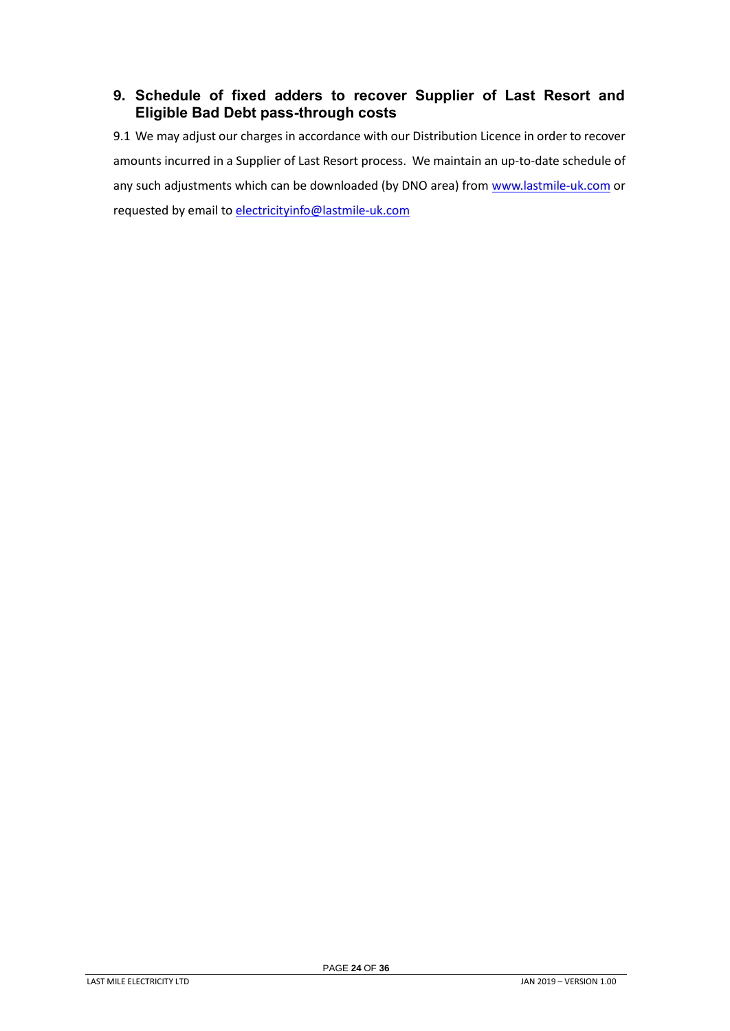## 9. Schedule of fixed adders to recover Supplier of Last Resort and Eligible Bad Debt pass-through costs

9.1 We may adjust our charges in accordance with our Distribution Licence in order to recover amounts incurred in a Supplier of Last Resort process. We maintain an up-to-date schedule of any such adjustments which can be downloaded (by DNO area) from www.lastmile-uk.com or requested by email to electricityinfo@lastmile-uk.com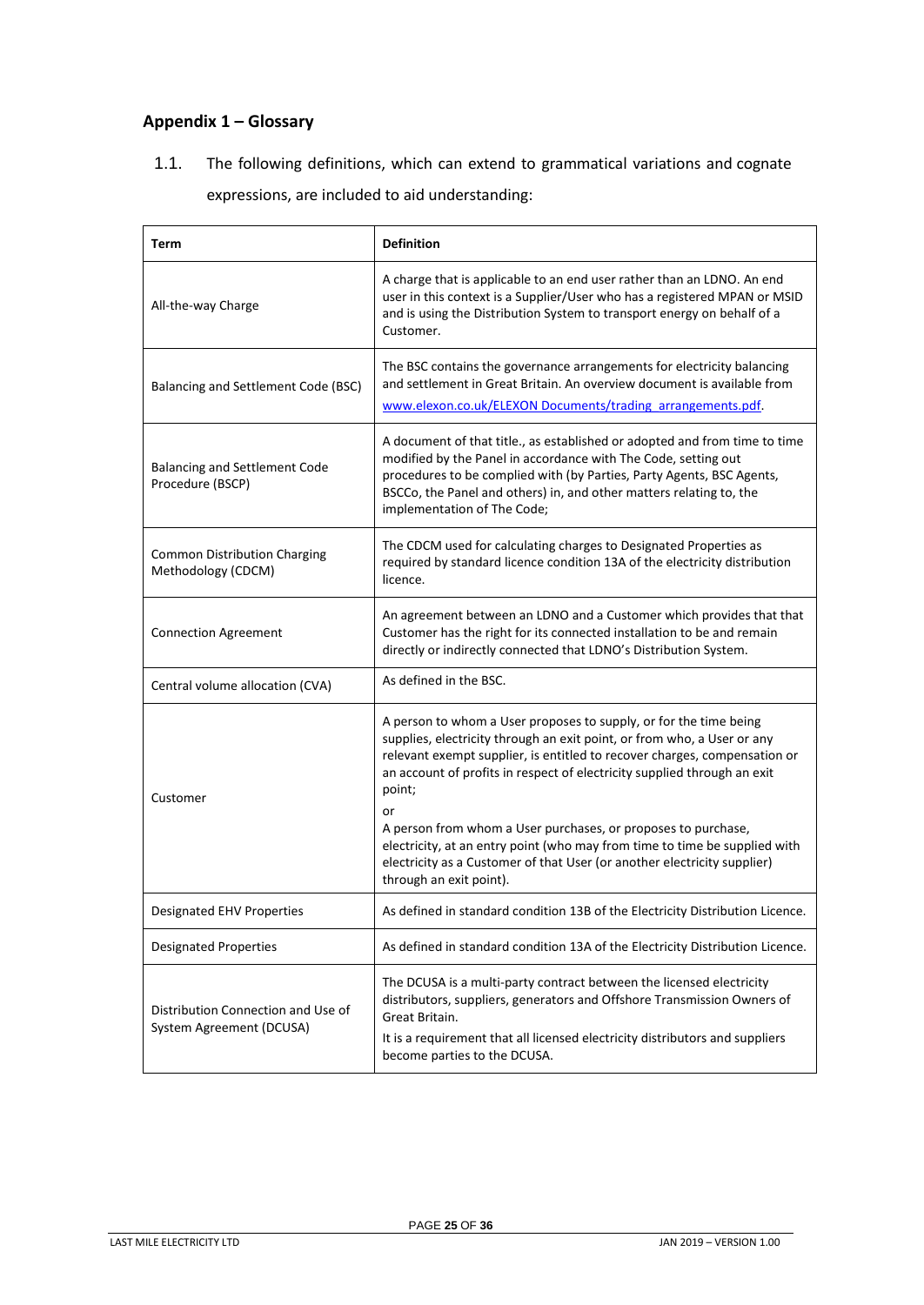## Appendix 1 – Glossary

1.1. The following definitions, which can extend to grammatical variations and cognate expressions, are included to aid understanding:

| Term | Definition |
|---|---|
| All-the-way Charge | A charge that is applicable to an end user rather than an LDNO. An end user in this context is a Supplier/User who has a registered MPAN or MSID and is using the Distribution System to transport energy on behalf of a Customer. |
| Balancing and Settlement Code (BSC) | The BSC contains the governance arrangements for electricity balancing and settlement in Great Britain. An overview document is available from www.elexon.co.uk/ELEXON Documents/trading_arrangements.pdf. |
| Balancing and Settlement Code Procedure (BSCP) | A document of that title., as established or adopted and from time to time modified by the Panel in accordance with The Code, setting out procedures to be complied with (by Parties, Party Agents, BSC Agents, BSCCo, the Panel and others) in, and other matters relating to, the implementation of The Code; |
| Common Distribution Charging Methodology (CDCM) | The CDCM used for calculating charges to Designated Properties as required by standard licence condition 13A of the electricity distribution licence. |
| Connection Agreement | An agreement between an LDNO and a Customer which provides that that Customer has the right for its connected installation to be and remain directly or indirectly connected that LDNO's Distribution System. |
| Central volume allocation (CVA) | As defined in the BSC. |
| Customer | A person to whom a User proposes to supply, or for the time being supplies, electricity through an exit point, or from who, a User or any relevant exempt supplier, is entitled to recover charges, compensation or an account of profits in respect of electricity supplied through an exit point;<br>or<br>A person from whom a User purchases, or proposes to purchase, electricity, at an entry point (who may from time to time be supplied with electricity as a Customer of that User (or another electricity supplier) through an exit point). |
| Designated EHV Properties | As defined in standard condition 13B of the Electricity Distribution Licence. |
| Designated Properties | As defined in standard condition 13A of the Electricity Distribution Licence. |
| Distribution Connection and Use of System Agreement (DCUSA) | The DCUSA is a multi-party contract between the licensed electricity distributors, suppliers, generators and Offshore Transmission Owners of Great Britain.<br>It is a requirement that all licensed electricity distributors and suppliers become parties to the DCUSA. |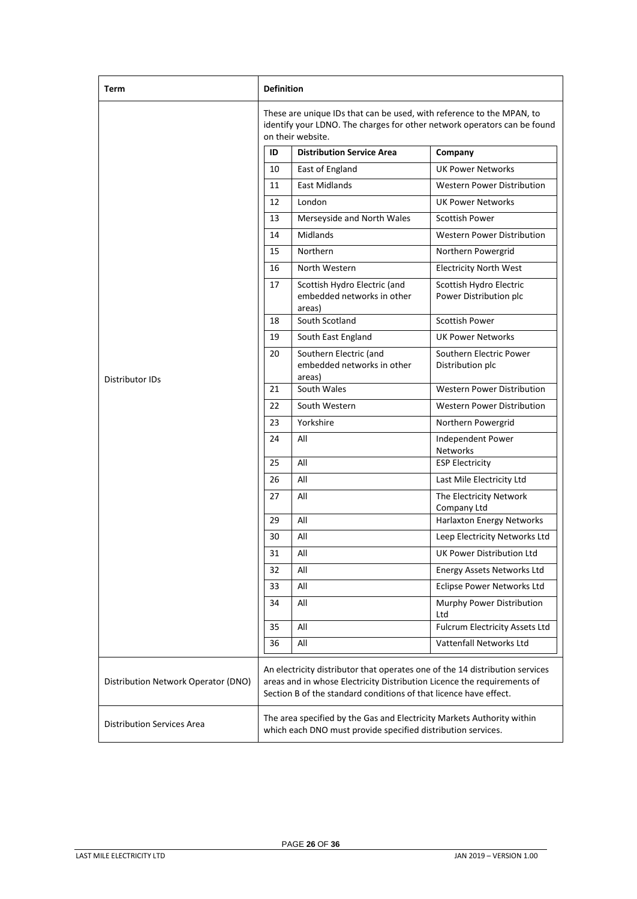| Term | Definition |
| --- | --- |
| Distributor IDs | These are unique IDs that can be used, with reference to the MPAN, to identify your LDNO. The charges for other network operators can be found on their website. |
| Distribution Network Operator (DNO) | An electricity distributor that operates one of the 14 distribution services areas and in whose Electricity Distribution Licence the requirements of Section B of the standard conditions of that licence have effect. |
| Distribution Services Area | The area specified by the Gas and Electricity Markets Authority within which each DNO must provide specified distribution services. |

| ID | Distribution Service Area | Company |
| --- | --- | --- |
| 10 | East of England | UK Power Networks |
| 11 | East Midlands | Western Power Distribution |
| 12 | London | UK Power Networks |
| 13 | Merseyside and North Wales | Scottish Power |
| 14 | Midlands | Western Power Distribution |
| 15 | Northern | Northern Powergrid |
| 16 | North Western | Electricity North West |
| 17 | Scottish Hydro Electric (and embedded networks in other areas) | Scottish Hydro Electric Power Distribution plc |
| 18 | South Scotland | Scottish Power |
| 19 | South East England | UK Power Networks |
| 20 | Southern Electric (and embedded networks in other areas) | Southern Electric Power Distribution plc |
| 21 | South Wales | Western Power Distribution |
| 22 | South Western | Western Power Distribution |
| 23 | Yorkshire | Northern Powergrid |
| 24 | All | Independent Power Networks |
| 25 | All | ESP Electricity |
| 26 | All | Last Mile Electricity Ltd |
| 27 | All | The Electricity Network Company Ltd |
| 29 | All | Harlaxton Energy Networks |
| 30 | All | Leep Electricity Networks Ltd |
| 31 | All | UK Power Distribution Ltd |
| 32 | All | Energy Assets Networks Ltd |
| 33 | All | Eclipse Power Networks Ltd |
| 34 | All | Murphy Power Distribution Ltd |
| 35 | All | Fulcrum Electricity Assets Ltd |
| 36 | All | Vattenfall Networks Ltd |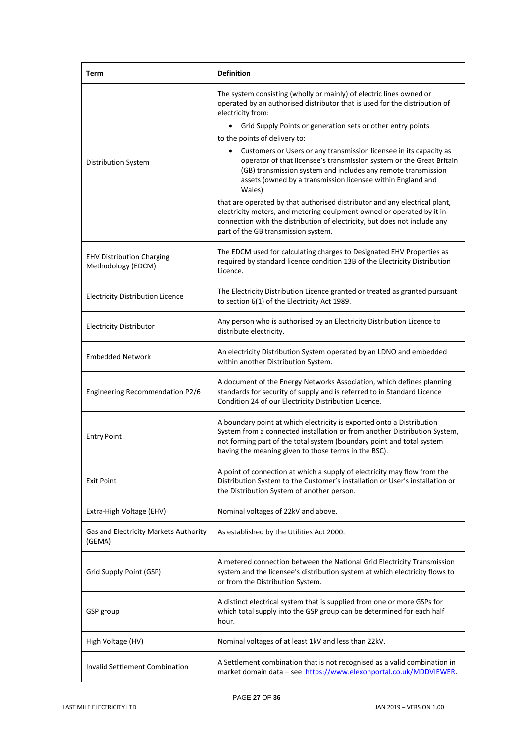| Term | Definition |
|---|---|
| Distribution System | The system consisting (wholly or mainly) of electric lines owned or operated by an authorised distributor that is used for the distribution of electricity from:<br>• Grid Supply Points or generation sets or other entry points<br>to the points of delivery to:<br>• Customers or Users or any transmission licensee in its capacity as operator of that licensee's transmission system or the Great Britain (GB) transmission system and includes any remote transmission assets (owned by a transmission licensee within England and Wales)<br>that are operated by that authorised distributor and any electrical plant, electricity meters, and metering equipment owned or operated by it in connection with the distribution of electricity, but does not include any part of the GB transmission system. |
| EHV Distribution Charging Methodology (EDCM) | The EDCM used for calculating charges to Designated EHV Properties as required by standard licence condition 13B of the Electricity Distribution Licence. |
| Electricity Distribution Licence | The Electricity Distribution Licence granted or treated as granted pursuant to section 6(1) of the Electricity Act 1989. |
| Electricity Distributor | Any person who is authorised by an Electricity Distribution Licence to distribute electricity. |
| Embedded Network | An electricity Distribution System operated by an LDNO and embedded within another Distribution System. |
| Engineering Recommendation P2/6 | A document of the Energy Networks Association, which defines planning standards for security of supply and is referred to in Standard Licence Condition 24 of our Electricity Distribution Licence. |
| Entry Point | A boundary point at which electricity is exported onto a Distribution System from a connected installation or from another Distribution System, not forming part of the total system (boundary point and total system having the meaning given to those terms in the BSC). |
| Exit Point | A point of connection at which a supply of electricity may flow from the Distribution System to the Customer's installation or User's installation or the Distribution System of another person. |
| Extra-High Voltage (EHV) | Nominal voltages of 22kV and above. |
| Gas and Electricity Markets Authority (GEMA) | As established by the Utilities Act 2000. |
| Grid Supply Point (GSP) | A metered connection between the National Grid Electricity Transmission system and the licensee's distribution system at which electricity flows to or from the Distribution System. |
| GSP group | A distinct electrical system that is supplied from one or more GSPs for which total supply into the GSP group can be determined for each half hour. |
| High Voltage (HV) | Nominal voltages of at least 1kV and less than 22kV. |
| Invalid Settlement Combination | A Settlement combination that is not recognised as a valid combination in market domain data – see https://www.elexonportal.co.uk/MDDVIEWER. |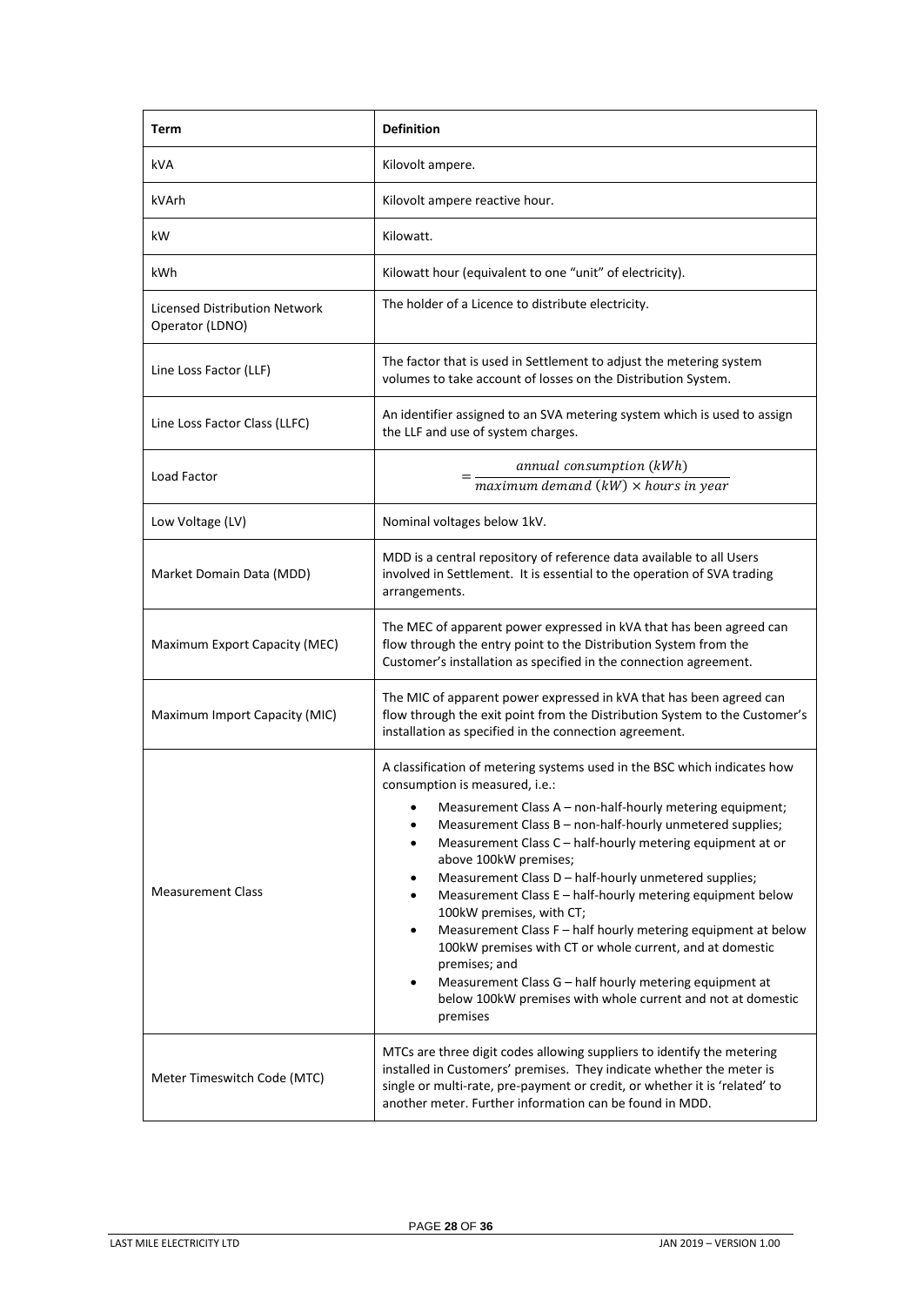| Term | Definition |
| --- | --- |
| kVA | Kilovolt ampere. |
| kVArh | Kilovolt ampere reactive hour. |
| kW | Kilowatt. |
| kWh | Kilowatt hour (equivalent to one “unit” of electricity). |
| Licensed Distribution Network Operator (LDNO) | The holder of a Licence to distribute electricity. |
| Line Loss Factor (LLF) | The factor that is used in Settlement to adjust the metering system volumes to take account of losses on the Distribution System. |
| Line Loss Factor Class (LLFC) | An identifier assigned to an SVA metering system which is used to assign the LLF and use of system charges. |
| Load Factor | $= \frac{annual\ consumption\ (kWh)}{maximum\ demand\ (kW) \times hours\ in\ year}$ |
| Low Voltage (LV) | Nominal voltages below 1kV. |
| Market Domain Data (MDD) | MDD is a central repository of reference data available to all Users involved in Settlement. It is essential to the operation of SVA trading arrangements. |
| Maximum Export Capacity (MEC) | The MEC of apparent power expressed in kVA that has been agreed can flow through the entry point to the Distribution System from the Customer’s installation as specified in the connection agreement. |
| Maximum Import Capacity (MIC) | The MIC of apparent power expressed in kVA that has been agreed can flow through the exit point from the Distribution System to the Customer’s installation as specified in the connection agreement. |
| Measurement Class | A classification of metering systems used in the BSC which indicates how consumption is measured, i.e.: <br>• Measurement Class A – non-half-hourly metering equipment; <br>• Measurement Class B – non-half-hourly unmetered supplies; <br>• Measurement Class C – half-hourly metering equipment at or above 100kW premises; <br>• Measurement Class D – half-hourly unmetered supplies; <br>• Measurement Class E – half-hourly metering equipment below 100kW premises, with CT; <br>• Measurement Class F – half hourly metering equipment at below 100kW premises with CT or whole current, and at domestic premises; and <br>• Measurement Class G – half hourly metering equipment at below 100kW premises with whole current and not at domestic premises |
| Meter Timeswitch Code (MTC) | MTCs are three digit codes allowing suppliers to identify the metering installed in Customers’ premises. They indicate whether the meter is single or multi-rate, pre-payment or credit, or whether it is ‘related’ to another meter. Further information can be found in MDD. |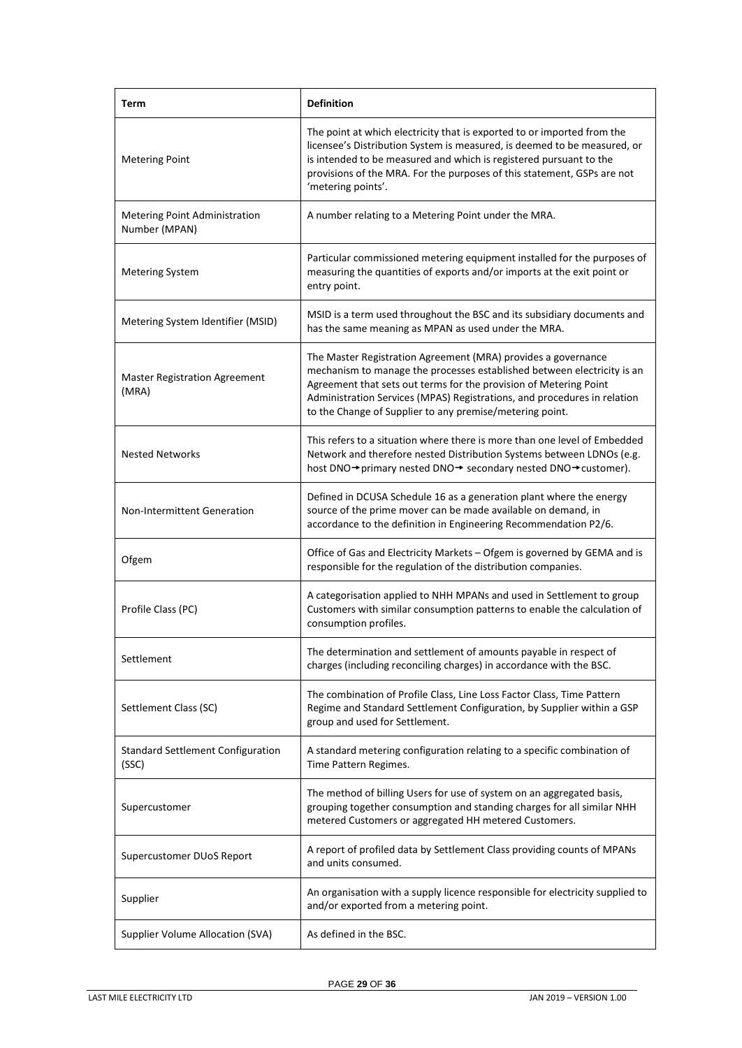| Term | Definition |
| --- | --- |
| Metering Point | The point at which electricity that is exported to or imported from the licensee's Distribution System is measured, is deemed to be measured, or is intended to be measured and which is registered pursuant to the provisions of the MRA. For the purposes of this statement, GSPs are not 'metering points'. |
| Metering Point Administration Number (MPAN) | A number relating to a Metering Point under the MRA. |
| Metering System | Particular commissioned metering equipment installed for the purposes of measuring the quantities of exports and/or imports at the exit point or entry point. |
| Metering System Identifier (MSID) | MSID is a term used throughout the BSC and its subsidiary documents and has the same meaning as MPAN as used under the MRA. |
| Master Registration Agreement (MRA) | The Master Registration Agreement (MRA) provides a governance mechanism to manage the processes established between electricity is an Agreement that sets out terms for the provision of Metering Point Administration Services (MPAS) Registrations, and procedures in relation to the Change of Supplier to any premise/metering point. |
| Nested Networks | This refers to a situation where there is more than one level of Embedded Network and therefore nested Distribution Systems between LDNOs (e.g. host DNO→primary nested DNO→ secondary nested DNO→customer). |
| Non-Intermittent Generation | Defined in DCUSA Schedule 16 as a generation plant where the energy source of the prime mover can be made available on demand, in accordance to the definition in Engineering Recommendation P2/6. |
| Ofgem | Office of Gas and Electricity Markets – Ofgem is governed by GEMA and is responsible for the regulation of the distribution companies. |
| Profile Class (PC) | A categorisation applied to NHH MPANs and used in Settlement to group Customers with similar consumption patterns to enable the calculation of consumption profiles. |
| Settlement | The determination and settlement of amounts payable in respect of charges (including reconciling charges) in accordance with the BSC. |
| Settlement Class (SC) | The combination of Profile Class, Line Loss Factor Class, Time Pattern Regime and Standard Settlement Configuration, by Supplier within a GSP group and used for Settlement. |
| Standard Settlement Configuration (SSC) | A standard metering configuration relating to a specific combination of Time Pattern Regimes. |
| Supercustomer | The method of billing Users for use of system on an aggregated basis, grouping together consumption and standing charges for all similar NHH metered Customers or aggregated HH metered Customers. |
| Supercustomer DUoS Report | A report of profiled data by Settlement Class providing counts of MPANs and units consumed. |
| Supplier | An organisation with a supply licence responsible for electricity supplied to and/or exported from a metering point. |
| Supplier Volume Allocation (SVA) | As defined in the BSC. |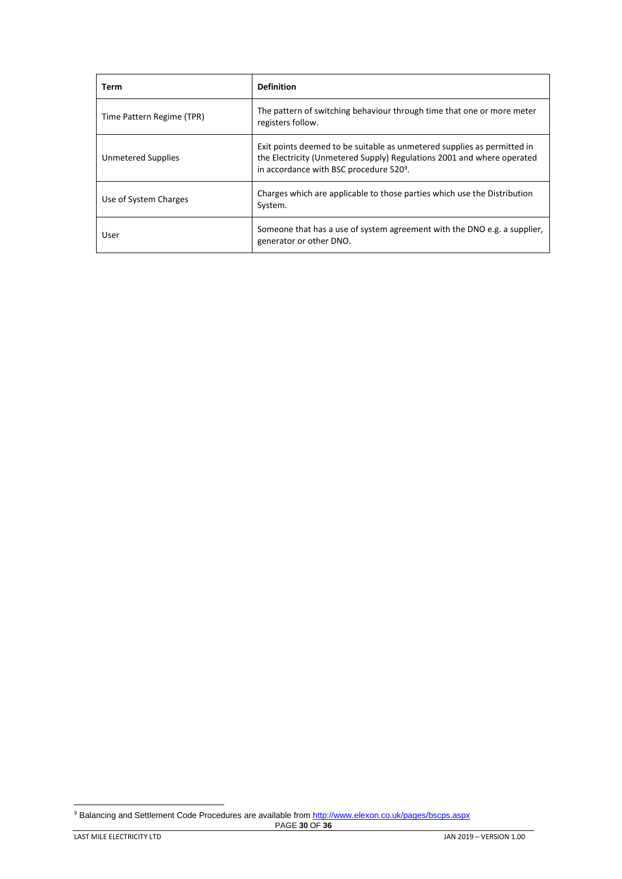| Term | Definition |
| --- | --- |
| Time Pattern Regime (TPR) | The pattern of switching behaviour through time that one or more meter registers follow. |
| Unmetered Supplies | Exit points deemed to be suitable as unmetered supplies as permitted in the Electricity (Unmetered Supply) Regulations 2001 and where operated in accordance with BSC procedure 520[9]. |
| Use of System Charges | Charges which are applicable to those parties which use the Distribution System. |
| User | Someone that has a use of system agreement with the DNO e.g. a supplier, generator or other DNO. |

[9] Balancing and Settlement Code Procedures are available from http://www.elexon.co.uk/pages/bscps.aspx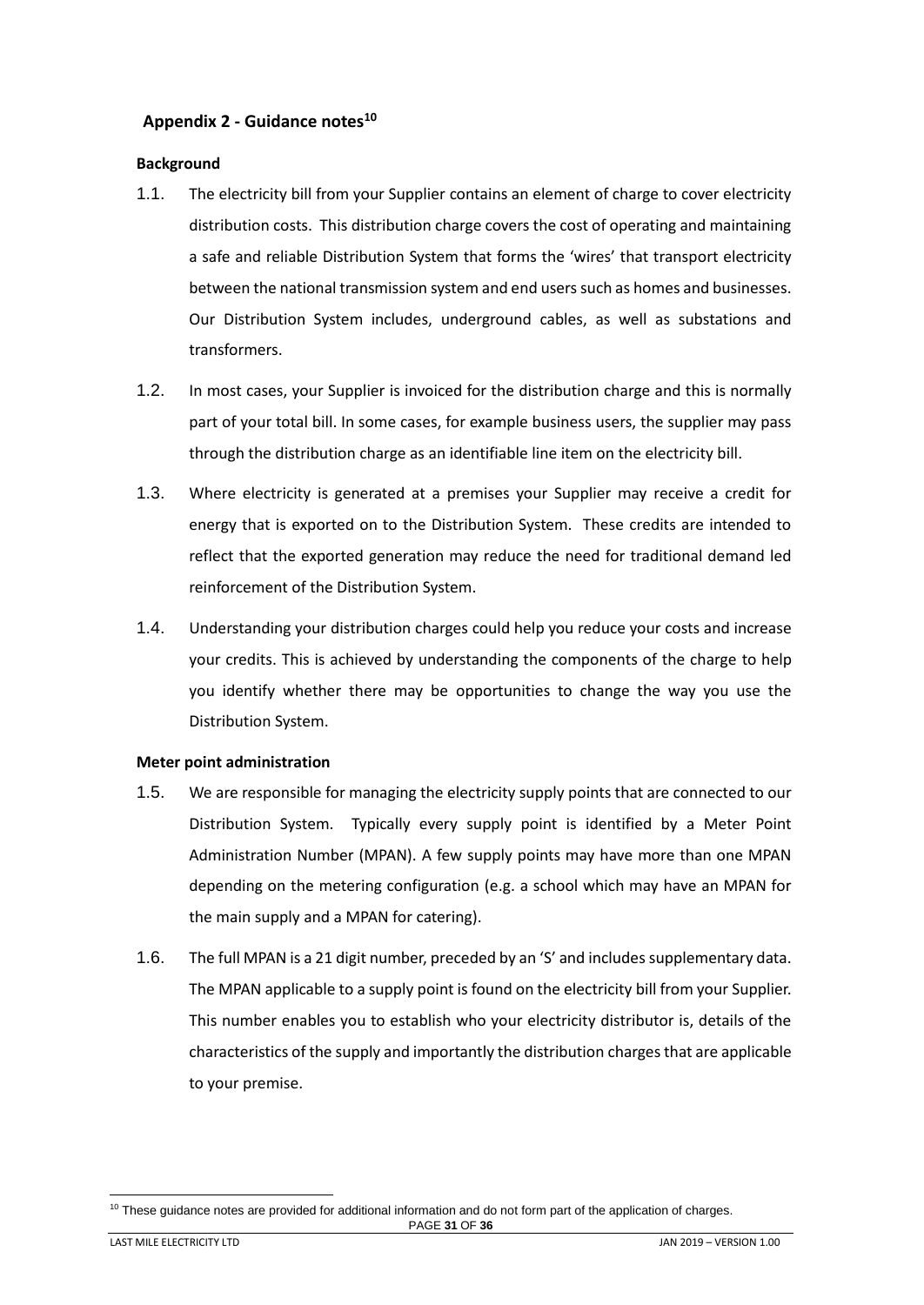## Appendix 2 - Guidance notes[10]

### Background

1.1. The electricity bill from your Supplier contains an element of charge to cover electricity distribution costs. This distribution charge covers the cost of operating and maintaining a safe and reliable Distribution System that forms the 'wires' that transport electricity between the national transmission system and end users such as homes and businesses. Our Distribution System includes, underground cables, as well as substations and transformers.

1.2. In most cases, your Supplier is invoiced for the distribution charge and this is normally part of your total bill. In some cases, for example business users, the supplier may pass through the distribution charge as an identifiable line item on the electricity bill.

1.3. Where electricity is generated at a premises your Supplier may receive a credit for energy that is exported on to the Distribution System. These credits are intended to reflect that the exported generation may reduce the need for traditional demand led reinforcement of the Distribution System.

1.4. Understanding your distribution charges could help you reduce your costs and increase your credits. This is achieved by understanding the components of the charge to help you identify whether there may be opportunities to change the way you use the Distribution System.

### Meter point administration

1.5. We are responsible for managing the electricity supply points that are connected to our Distribution System. Typically every supply point is identified by a Meter Point Administration Number (MPAN). A few supply points may have more than one MPAN depending on the metering configuration (e.g. a school which may have an MPAN for the main supply and a MPAN for catering).

1.6. The full MPAN is a 21 digit number, preceded by an 'S' and includes supplementary data. The MPAN applicable to a supply point is found on the electricity bill from your Supplier. This number enables you to establish who your electricity distributor is, details of the characteristics of the supply and importantly the distribution charges that are applicable to your premise.

[10] These guidance notes are provided for additional information and do not form part of the application of charges.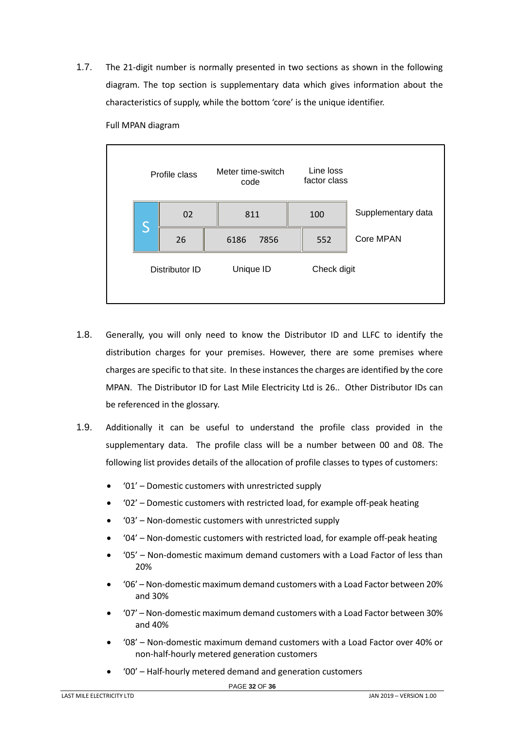1.7. The 21-digit number is normally presented in two sections as shown in the following diagram. The top section is supplementary data which gives information about the characteristics of supply, while the bottom 'core' is the unique identifier.

Full MPAN diagram

| | Profile class | Meter time-switch code | Line loss factor class | |
|---|---|---|---|---|
| S | 02 | 811 | 100 | Supplementary data |
| | 26 | 6186 7856 | 552 | Core MPAN |
| | Distributor ID | Unique ID | Check digit | |

1.8. Generally, you will only need to know the Distributor ID and LLFC to identify the distribution charges for your premises. However, there are some premises where charges are specific to that site. In these instances the charges are identified by the core MPAN. The Distributor ID for Last Mile Electricity Ltd is 26.. Other Distributor IDs can be referenced in the glossary.

1.9. Additionally it can be useful to understand the profile class provided in the supplementary data. The profile class will be a number between 00 and 08. The following list provides details of the allocation of profile classes to types of customers:

- '01' – Domestic customers with unrestricted supply
- '02' – Domestic customers with restricted load, for example off-peak heating
- '03' – Non-domestic customers with unrestricted supply
- '04' – Non-domestic customers with restricted load, for example off-peak heating
- '05' – Non-domestic maximum demand customers with a Load Factor of less than 20%
- '06' – Non-domestic maximum demand customers with a Load Factor between 20% and 30%
- '07' – Non-domestic maximum demand customers with a Load Factor between 30% and 40%
- '08' – Non-domestic maximum demand customers with a Load Factor over 40% or non-half-hourly metered generation customers
- '00' – Half-hourly metered demand and generation customers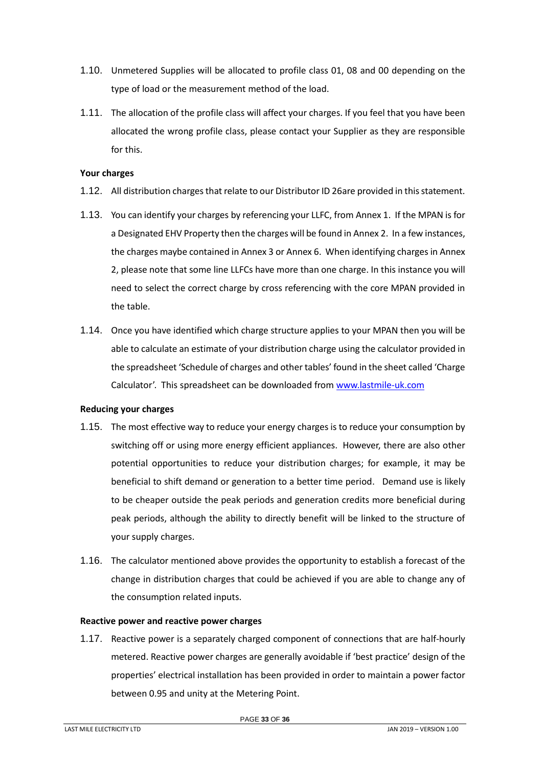1.10. Unmetered Supplies will be allocated to profile class 01, 08 and 00 depending on the type of load or the measurement method of the load.

1.11. The allocation of the profile class will affect your charges. If you feel that you have been allocated the wrong profile class, please contact your Supplier as they are responsible for this.

**Your charges**

1.12. All distribution charges that relate to our Distributor ID 26are provided in this statement.

1.13. You can identify your charges by referencing your LLFC, from Annex 1. If the MPAN is for a Designated EHV Property then the charges will be found in Annex 2. In a few instances, the charges maybe contained in Annex 3 or Annex 6. When identifying charges in Annex 2, please note that some line LLFCs have more than one charge. In this instance you will need to select the correct charge by cross referencing with the core MPAN provided in the table.

1.14. Once you have identified which charge structure applies to your MPAN then you will be able to calculate an estimate of your distribution charge using the calculator provided in the spreadsheet 'Schedule of charges and other tables' found in the sheet called 'Charge Calculator'. This spreadsheet can be downloaded from [www.lastmile-uk.com](www.lastmile-uk.com)

**Reducing your charges**

1.15. The most effective way to reduce your energy charges is to reduce your consumption by switching off or using more energy efficient appliances. However, there are also other potential opportunities to reduce your distribution charges; for example, it may be beneficial to shift demand or generation to a better time period. Demand use is likely to be cheaper outside the peak periods and generation credits more beneficial during peak periods, although the ability to directly benefit will be linked to the structure of your supply charges.

1.16. The calculator mentioned above provides the opportunity to establish a forecast of the change in distribution charges that could be achieved if you are able to change any of the consumption related inputs.

**Reactive power and reactive power charges**

1.17. Reactive power is a separately charged component of connections that are half-hourly metered. Reactive power charges are generally avoidable if 'best practice' design of the properties' electrical installation has been provided in order to maintain a power factor between 0.95 and unity at the Metering Point.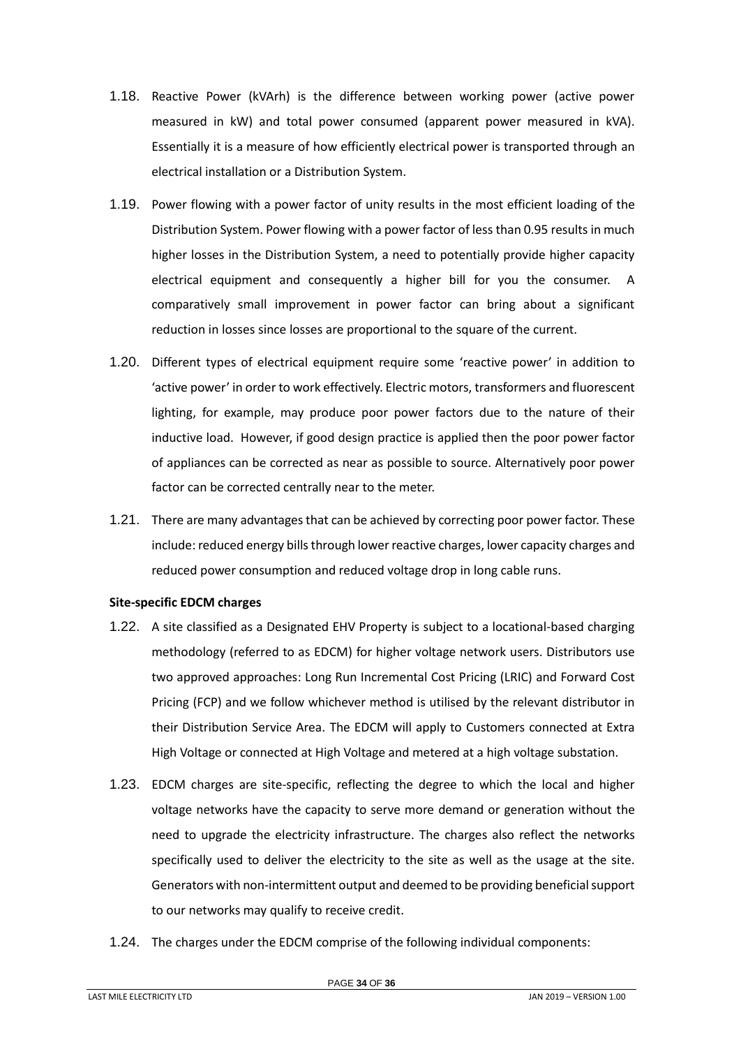1.18. Reactive Power (kVArh) is the difference between working power (active power measured in kW) and total power consumed (apparent power measured in kVA). Essentially it is a measure of how efficiently electrical power is transported through an electrical installation or a Distribution System.

1.19. Power flowing with a power factor of unity results in the most efficient loading of the Distribution System. Power flowing with a power factor of less than 0.95 results in much higher losses in the Distribution System, a need to potentially provide higher capacity electrical equipment and consequently a higher bill for you the consumer. A comparatively small improvement in power factor can bring about a significant reduction in losses since losses are proportional to the square of the current.

1.20. Different types of electrical equipment require some 'reactive power' in addition to 'active power' in order to work effectively. Electric motors, transformers and fluorescent lighting, for example, may produce poor power factors due to the nature of their inductive load. However, if good design practice is applied then the poor power factor of appliances can be corrected as near as possible to source. Alternatively poor power factor can be corrected centrally near to the meter.

1.21. There are many advantages that can be achieved by correcting poor power factor. These include: reduced energy bills through lower reactive charges, lower capacity charges and reduced power consumption and reduced voltage drop in long cable runs.

**Site-specific EDCM charges**

1.22. A site classified as a Designated EHV Property is subject to a locational-based charging methodology (referred to as EDCM) for higher voltage network users. Distributors use two approved approaches: Long Run Incremental Cost Pricing (LRIC) and Forward Cost Pricing (FCP) and we follow whichever method is utilised by the relevant distributor in their Distribution Service Area. The EDCM will apply to Customers connected at Extra High Voltage or connected at High Voltage and metered at a high voltage substation.

1.23. EDCM charges are site-specific, reflecting the degree to which the local and higher voltage networks have the capacity to serve more demand or generation without the need to upgrade the electricity infrastructure. The charges also reflect the networks specifically used to deliver the electricity to the site as well as the usage at the site. Generators with non-intermittent output and deemed to be providing beneficial support to our networks may qualify to receive credit.

1.24. The charges under the EDCM comprise of the following individual components: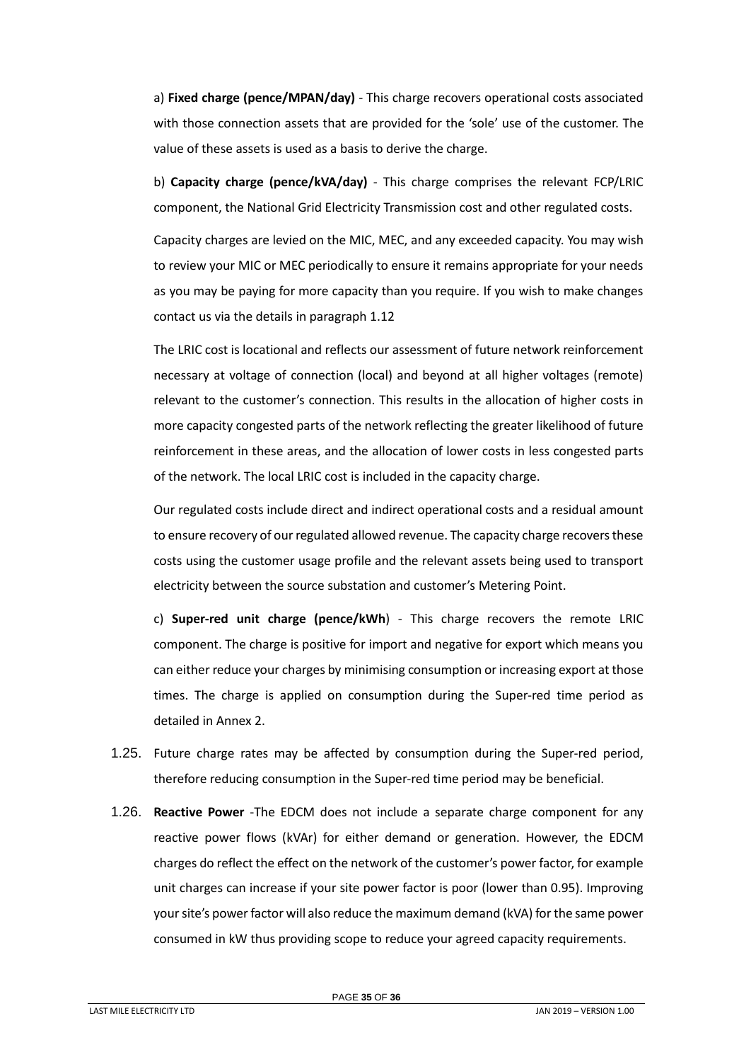a) **Fixed charge (pence/MPAN/day)** - This charge recovers operational costs associated with those connection assets that are provided for the 'sole' use of the customer. The value of these assets is used as a basis to derive the charge.

b) **Capacity charge (pence/kVA/day)** - This charge comprises the relevant FCP/LRIC component, the National Grid Electricity Transmission cost and other regulated costs.

Capacity charges are levied on the MIC, MEC, and any exceeded capacity. You may wish to review your MIC or MEC periodically to ensure it remains appropriate for your needs as you may be paying for more capacity than you require. If you wish to make changes contact us via the details in paragraph 1.12

The LRIC cost is locational and reflects our assessment of future network reinforcement necessary at voltage of connection (local) and beyond at all higher voltages (remote) relevant to the customer's connection. This results in the allocation of higher costs in more capacity congested parts of the network reflecting the greater likelihood of future reinforcement in these areas, and the allocation of lower costs in less congested parts of the network. The local LRIC cost is included in the capacity charge.

Our regulated costs include direct and indirect operational costs and a residual amount to ensure recovery of our regulated allowed revenue. The capacity charge recovers these costs using the customer usage profile and the relevant assets being used to transport electricity between the source substation and customer's Metering Point.

c) **Super-red unit charge (pence/kWh**) - This charge recovers the remote LRIC component. The charge is positive for import and negative for export which means you can either reduce your charges by minimising consumption or increasing export at those times. The charge is applied on consumption during the Super-red time period as detailed in Annex 2.

1.25. Future charge rates may be affected by consumption during the Super-red period, therefore reducing consumption in the Super-red time period may be beneficial.

1.26. **Reactive Power** -The EDCM does not include a separate charge component for any reactive power flows (kVAr) for either demand or generation. However, the EDCM charges do reflect the effect on the network of the customer's power factor, for example unit charges can increase if your site power factor is poor (lower than 0.95). Improving your site's power factor will also reduce the maximum demand (kVA) for the same power consumed in kW thus providing scope to reduce your agreed capacity requirements.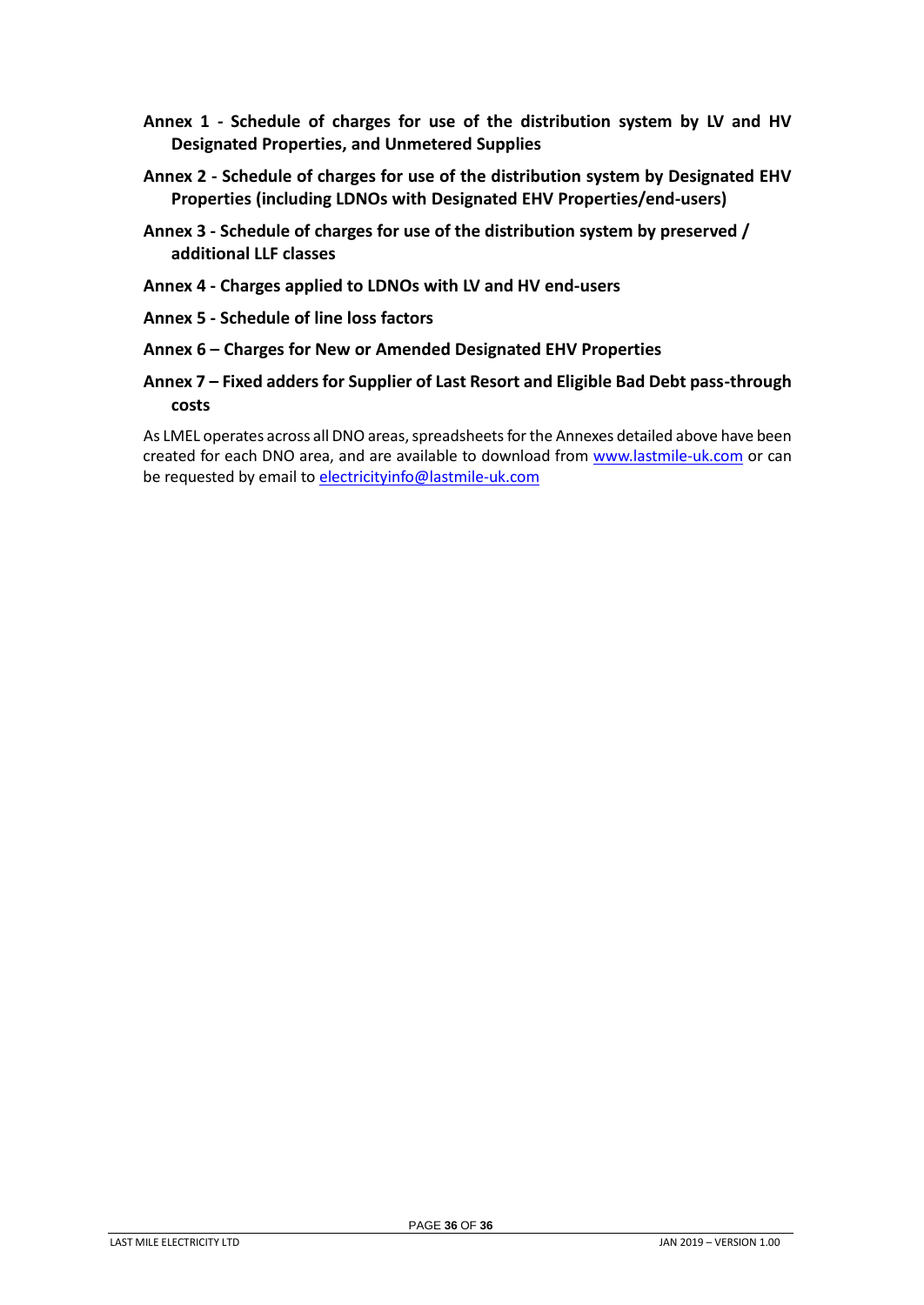**Annex 1 - Schedule of charges for use of the distribution system by LV and HV Designated Properties, and Unmetered Supplies**

**Annex 2 - Schedule of charges for use of the distribution system by Designated EHV Properties (including LDNOs with Designated EHV Properties/end-users)**

**Annex 3 - Schedule of charges for use of the distribution system by preserved / additional LLF classes**

**Annex 4 - Charges applied to LDNOs with LV and HV end-users**

**Annex 5 - Schedule of line loss factors**

**Annex 6 – Charges for New or Amended Designated EHV Properties**

**Annex 7 – Fixed adders for Supplier of Last Resort and Eligible Bad Debt pass-through costs**

As LMEL operates across all DNO areas, spreadsheets for the Annexes detailed above have been created for each DNO area, and are available to download from www.lastmile-uk.com or can be requested by email to electricityinfo@lastmile-uk.com